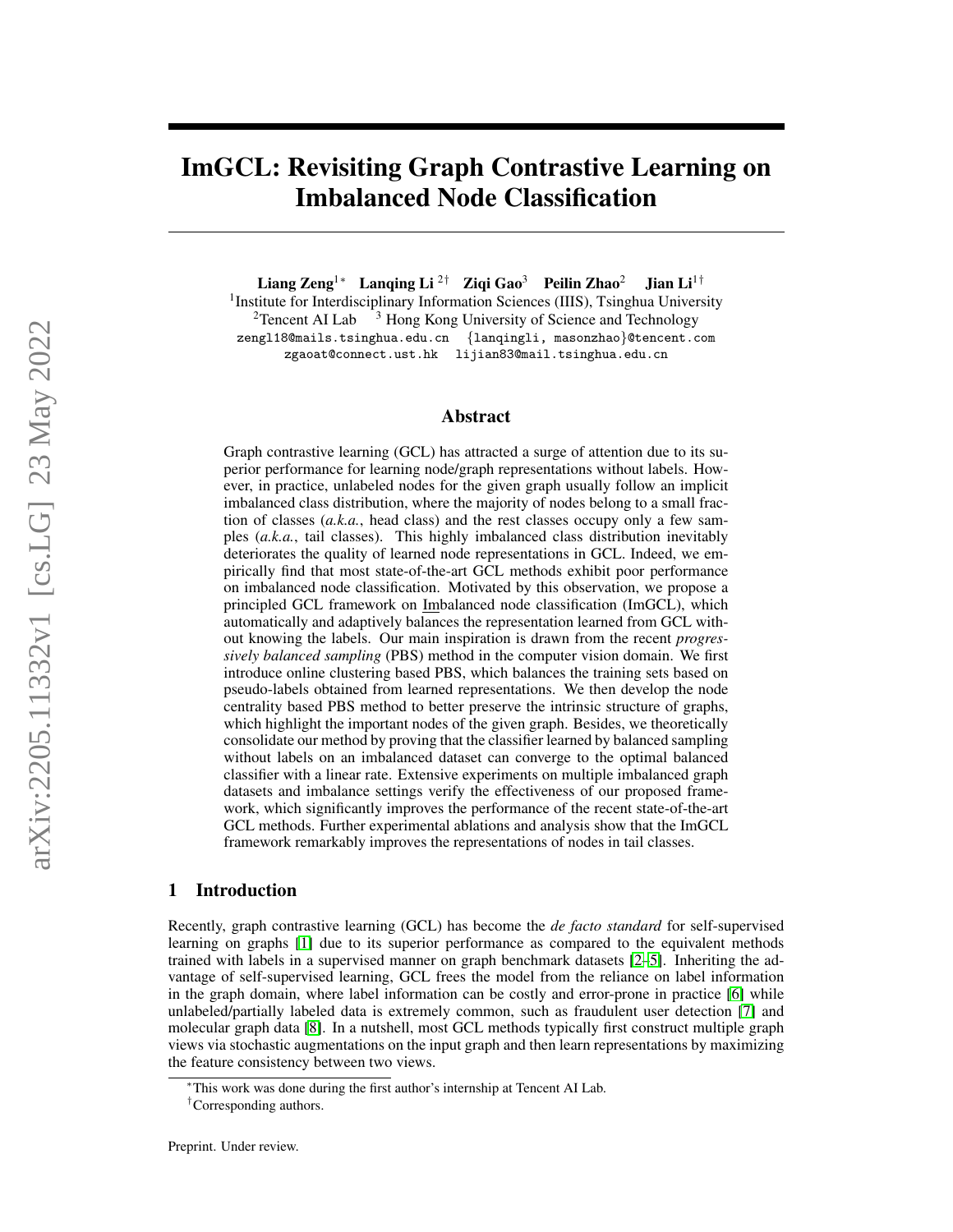# ImGCL: Revisiting Graph Contrastive Learning on Imbalanced Node Classification

**Liang Zeng**[1]* **Lanqing Li**[2]† **Ziqi Gao**[3] **Peilin Zhao**[2] **Jian Li**[1]†

[1]Institute for Interdisciplinary Information Sciences (IIIS), Tsinghua University
[2]Tencent AI Lab [3] Hong Kong University of Science and Technology
zengl18@mails.tsinghua.edu.cn {lanqingli, masonzhao}@tencent.com
zgaoat@connect.ust.hk lijian83@mail.tsinghua.edu.cn

## Abstract

Graph contrastive learning (GCL) has attracted a surge of attention due to its superior performance for learning node/graph representations without labels. However, in practice, unlabeled nodes for the given graph usually follow an implicit imbalanced class distribution, where the majority of nodes belong to a small fraction of classes (*a.k.a.*, head class) and the rest classes occupy only a few samples (*a.k.a.*, tail classes). This highly imbalanced class distribution inevitably deteriorates the quality of learned node representations in GCL. Indeed, we empirically find that most state-of-the-art GCL methods exhibit poor performance on imbalanced node classification. Motivated by this observation, we propose a principled GCL framework on Imbalanced node classification (ImGCL), which automatically and adaptively balances the representation learned from GCL without knowing the labels. Our main inspiration is drawn from the recent *progressively balanced sampling* (PBS) method in the computer vision domain. We first introduce online clustering based PBS, which balances the training sets based on pseudo-labels obtained from learned representations. We then develop the node centrality based PBS method to better preserve the intrinsic structure of graphs, which highlight the important nodes of the given graph. Besides, we theoretically consolidate our method by proving that the classifier learned by balanced sampling without labels on an imbalanced dataset can converge to the optimal balanced classifier with a linear rate. Extensive experiments on multiple imbalanced graph datasets and imbalance settings verify the effectiveness of our proposed framework, which significantly improves the performance of the recent state-of-the-art GCL methods. Further experimental ablations and analysis show that the ImGCL framework remarkably improves the representations of nodes in tail classes.

## 1 Introduction

Recently, graph contrastive learning (GCL) has become the *de facto standard* for self-supervised learning on graphs [1] due to its superior performance as compared to the equivalent methods trained with labels in a supervised manner on graph benchmark datasets [2–5]. Inheriting the advantage of self-supervised learning, GCL frees the model from the reliance on label information in the graph domain, where label information can be costly and error-prone in practice [6] while unlabeled/partially labeled data is extremely common, such as fraudulent user detection [7] and molecular graph data [8]. In a nutshell, most GCL methods typically first construct multiple graph views via stochastic augmentations on the input graph and then learn representations by maximizing the feature consistency between two views.

*This work was done during the first author's internship at Tencent AI Lab.
†Corresponding authors.

Preprint. Under review.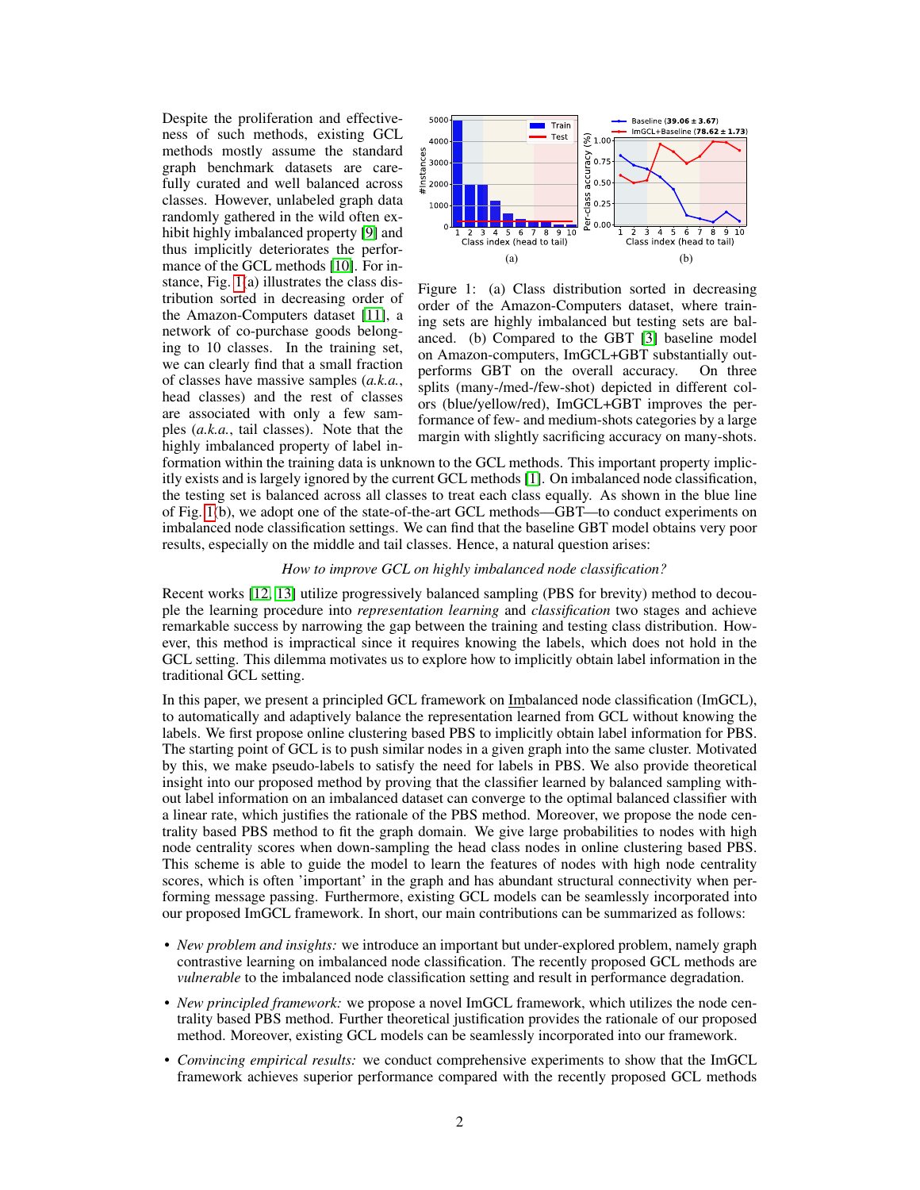Despite the proliferation and effectiveness of such methods, existing GCL methods mostly assume the standard graph benchmark datasets are carefully curated and well balanced across classes. However, unlabeled graph data randomly gathered in the wild often exhibit highly imbalanced property [9] and thus implicitly deteriorates the performance of the GCL methods [10]. For instance, Fig. 1(a) illustrates the class distribution sorted in decreasing order of the Amazon-Computers dataset [11], a network of co-purchase goods belonging to 10 classes. In the training set, we can clearly find that a small fraction of classes have massive samples (*a.k.a.*, head classes) and the rest of classes are associated with only a few samples (*a.k.a.*, tail classes). Note that the highly imbalanced property of label information within the training data is unknown to the GCL methods. This important property implicitly exists and is largely ignored by the current GCL methods [1]. On imbalanced node classification, the testing set is balanced across all classes to treat each class equally. As shown in the blue line of Fig. 1(b), we adopt one of the state-of-the-art GCL methods—GBT—to conduct experiments on imbalanced node classification settings. We can find that the baseline GBT model obtains very poor results, especially on the middle and tail classes. Hence, a natural question arises:

Figure 1: (a) Class distribution sorted in decreasing order of the Amazon-Computers dataset, where training sets are highly imbalanced but testing sets are balanced. (b) Compared to the GBT [3] baseline model on Amazon-computers, ImGCL+GBT substantially outperforms GBT on the overall accuracy. On three splits (many-/med-/few-shot) depicted in different colors (blue/yellow/red), ImGCL+GBT improves the performance of few- and medium-shots categories by a large margin with slightly sacrificing accuracy on many-shots.

*How to improve GCL on highly imbalanced node classification?*

Recent works [12, 13] utilize progressively balanced sampling (PBS for brevity) method to decouple the learning procedure into *representation learning* and *classification* two stages and achieve remarkable success by narrowing the gap between the training and testing class distribution. However, this method is impractical since it requires knowing the labels, which does not hold in the GCL setting. This dilemma motivates us to explore how to implicitly obtain label information in the traditional GCL setting.

In this paper, we present a principled GCL framework on Imbalanced node classification (ImGCL), to automatically and adaptively balance the representation learned from GCL without knowing the labels. We first propose online clustering based PBS to implicitly obtain label information for PBS. The starting point of GCL is to push similar nodes in a given graph into the same cluster. Motivated by this, we make pseudo-labels to satisfy the need for labels in PBS. We also provide theoretical insight into our proposed method by proving that the classifier learned by balanced sampling without label information on an imbalanced dataset can converge to the optimal balanced classifier with a linear rate, which justifies the rationale of the PBS method. Moreover, we propose the node centrality based PBS method to fit the graph domain. We give large probabilities to nodes with high node centrality scores when down-sampling the head class nodes in online clustering based PBS. This scheme is able to guide the model to learn the features of nodes with high node centrality scores, which is often 'important' in the graph and has abundant structural connectivity when performing message passing. Furthermore, existing GCL models can be seamlessly incorporated into our proposed ImGCL framework. In short, our main contributions can be summarized as follows:

- *New problem and insights:* we introduce an important but under-explored problem, namely graph contrastive learning on imbalanced node classification. The recently proposed GCL methods are *vulnerable* to the imbalanced node classification setting and result in performance degradation.
- *New principled framework:* we propose a novel ImGCL framework, which utilizes the node centrality based PBS method. Further theoretical justification provides the rationale of our proposed method. Moreover, existing GCL models can be seamlessly incorporated into our framework.
- *Convincing empirical results:* we conduct comprehensive experiments to show that the ImGCL framework achieves superior performance compared with the recently proposed GCL methods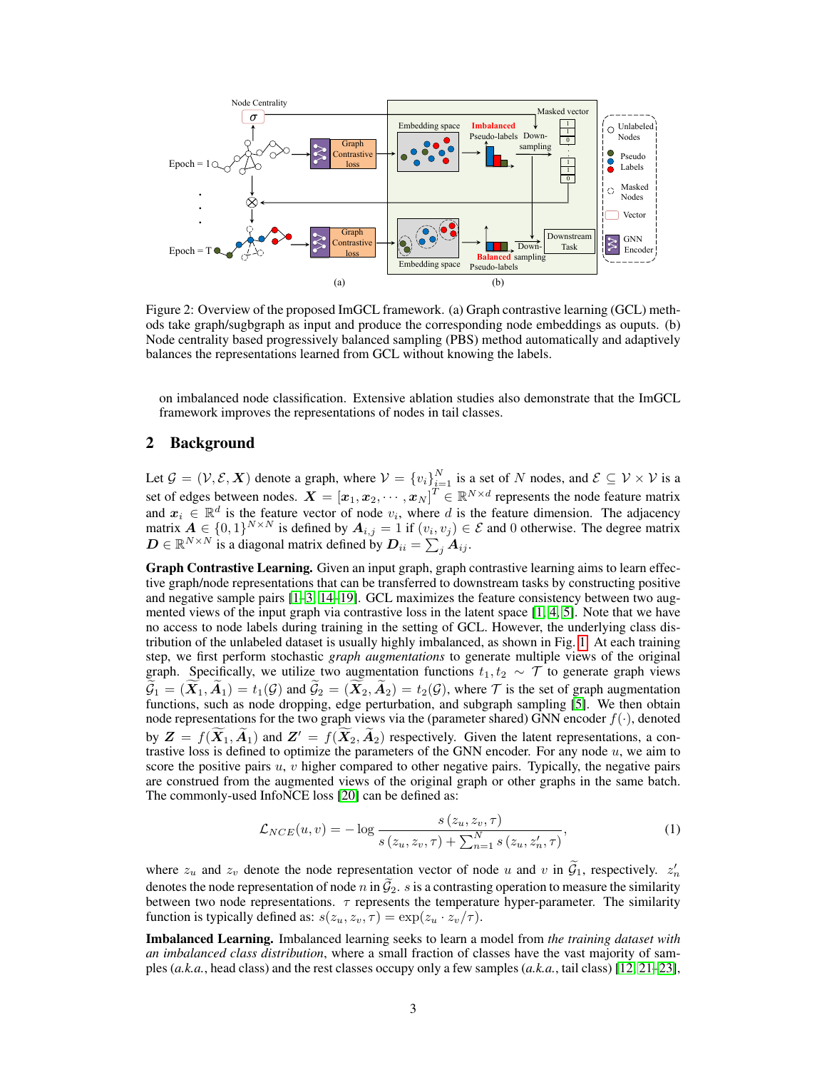Figure 2: Overview of the proposed ImGCL framework. (a) Graph contrastive learning (GCL) methods take graph/sugbgraph as input and produce the corresponding node embeddings as ouputs. (b) Node centrality based progressively balanced sampling (PBS) method automatically and adaptively balances the representations learned from GCL without knowing the labels.

on imbalanced node classification. Extensive ablation studies also demonstrate that the ImGCL framework improves the representations of nodes in tail classes.

## 2 Background

Let $\mathcal{G} = (\mathcal{V}, \mathcal{E}, \boldsymbol{X})$ denote a graph, where $\mathcal{V} = \{v_i\}_{i=1}^N$ is a set of $N$ nodes, and $\mathcal{E} \subseteq \mathcal{V} \times \mathcal{V}$ is a set of edges between nodes. $\boldsymbol{X} = [\boldsymbol{x}_1, \boldsymbol{x}_2, \cdots, \boldsymbol{x}_N]^T \in \mathbb{R}^{N \times d}$ represents the node feature matrix and $\boldsymbol{x}_i \in \mathbb{R}^d$ is the feature vector of node $v_i$, where $d$ is the feature dimension. The adjacency matrix $\boldsymbol{A} \in \{0,1\}^{N \times N}$ is defined by $\boldsymbol{A}_{i,j} = 1$ if $(v_i, v_j) \in \mathcal{E}$ and 0 otherwise. The degree matrix $\boldsymbol{D} \in \mathbb{R}^{N \times N}$ is a diagonal matrix defined by $\boldsymbol{D}_{ii} = \sum_j \boldsymbol{A}_{ij}$.

**Graph Contrastive Learning.** Given an input graph, graph contrastive learning aims to learn effective graph/node representations that can be transferred to downstream tasks by constructing positive and negative sample pairs [1–3, 14–19]. GCL maximizes the feature consistency between two augmented views of the input graph via contrastive loss in the latent space [1, 4, 5]. Note that we have no access to node labels during training in the setting of GCL. However, the underlying class distribution of the unlabeled dataset is usually highly imbalanced, as shown in Fig. 1. At each training step, we first perform stochastic *graph augmentations* to generate multiple views of the original graph. Specifically, we utilize two augmentation functions $t_1, t_2 \sim \mathcal{T}$ to generate graph views $\widetilde{\mathcal{G}}_1 = (\widetilde{\boldsymbol{X}}_1, \widetilde{\boldsymbol{A}}_1) = t_1(\mathcal{G})$ and $\widetilde{\mathcal{G}}_2 = (\widetilde{\boldsymbol{X}}_2, \widetilde{\boldsymbol{A}}_2) = t_2(\mathcal{G})$, where $\mathcal{T}$ is the set of graph augmentation functions, such as node dropping, edge perturbation, and subgraph sampling [5]. We then obtain node representations for the two graph views via the (parameter shared) GNN encoder $f(\cdot)$, denoted by $\boldsymbol{Z} = f(\widetilde{\boldsymbol{X}}_1, \widetilde{\boldsymbol{A}}_1)$ and $\boldsymbol{Z}' = f(\widetilde{\boldsymbol{X}}_2, \widetilde{\boldsymbol{A}}_2)$ respectively. Given the latent representations, a contrastive loss is defined to optimize the parameters of the GNN encoder. For any node $u$, we aim to score the positive pairs $u$, $v$ higher compared to other negative pairs. Typically, the negative pairs are construed from the augmented views of the original graph or other graphs in the same batch. The commonly-used InfoNCE loss [20] can be defined as:

$$\mathcal{L}_{NCE}(u, v) = -\log \frac{s(z_u, z_v, \tau)}{s(z_u, z_v, \tau) + \sum_{n=1}^{N} s(z_u, z'_n, \tau)}, \tag{1}$$

where $z_u$ and $z_v$ denote the node representation vector of node $u$ and $v$ in $\widetilde{\mathcal{G}}_1$, respectively. $z'_n$ denotes the node representation of node $n$ in $\widetilde{\mathcal{G}}_2$. $s$ is a contrasting operation to measure the similarity between two node representations. $\tau$ represents the temperature hyper-parameter. The similarity function is typically defined as: $s(z_u, z_v, \tau) = \exp(z_u \cdot z_v / \tau)$.

**Imbalanced Learning.** Imbalanced learning seeks to learn a model from *the training dataset with an imbalanced class distribution*, where a small fraction of classes have the vast majority of samples (*a.k.a.*, head class) and the rest classes occupy only a few samples (*a.k.a.*, tail class) [12, 21–23],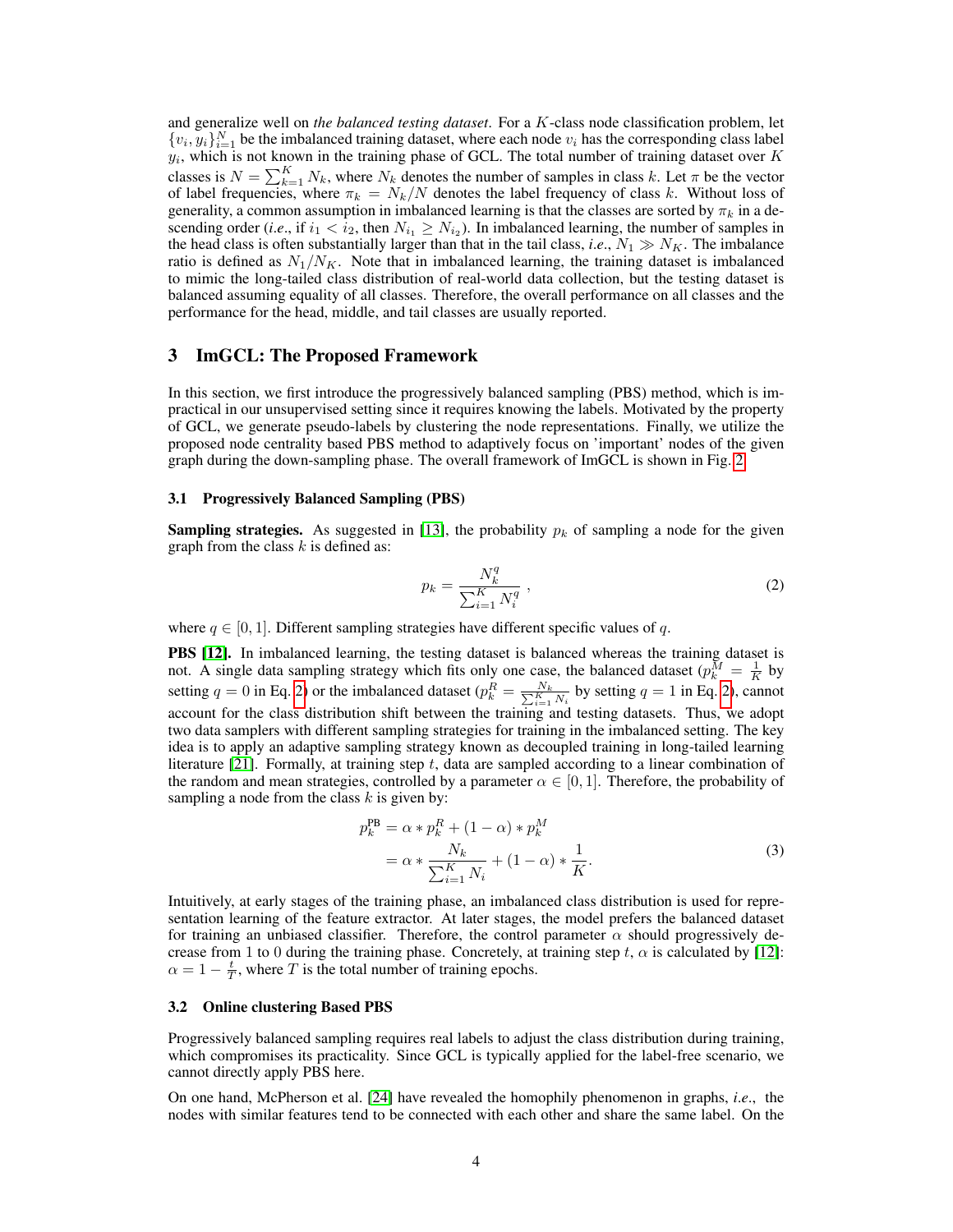and generalize well on *the balanced testing dataset*. For a $K$-class node classification problem, let $\{v_i, y_i\}_{i=1}^N$ be the imbalanced training dataset, where each node $v_i$ has the corresponding class label $y_i$, which is not known in the training phase of GCL. The total number of training dataset over $K$ classes is $N = \sum_{k=1}^K N_k$, where $N_k$ denotes the number of samples in class $k$. Let $\pi$ be the vector of label frequencies, where $\pi_k = N_k/N$ denotes the label frequency of class $k$. Without loss of generality, a common assumption in imbalanced learning is that the classes are sorted by $\pi_k$ in a descending order (*i.e.*, if $i_1 < i_2$, then $N_{i_1} \geq N_{i_2}$). In imbalanced learning, the number of samples in the head class is often substantially larger than that in the tail class, *i.e.*, $N_1 \gg N_K$. The imbalance ratio is defined as $N_1/N_K$. Note that in imbalanced learning, the training dataset is imbalanced to mimic the long-tailed class distribution of real-world data collection, but the testing dataset is balanced assuming equality of all classes. Therefore, the overall performance on all classes and the performance for the head, middle, and tail classes are usually reported.

## 3 ImGCL: The Proposed Framework

In this section, we first introduce the progressively balanced sampling (PBS) method, which is impractical in our unsupervised setting since it requires knowing the labels. Motivated by the property of GCL, we generate pseudo-labels by clustering the node representations. Finally, we utilize the proposed node centrality based PBS method to adaptively focus on 'important' nodes of the given graph during the down-sampling phase. The overall framework of ImGCL is shown in Fig. 2.

### 3.1 Progressively Balanced Sampling (PBS)

**Sampling strategies.** As suggested in [13], the probability $p_k$ of sampling a node for the given graph from the class $k$ is defined as:

$$p_k = \frac{N_k^q}{\sum_{i=1}^K N_i^q}\ , \tag{2}$$

where $q \in [0, 1]$. Different sampling strategies have different specific values of $q$.

**PBS [12].** In imbalanced learning, the testing dataset is balanced whereas the training dataset is not. A single data sampling strategy which fits only one case, the balanced dataset ($p_k^M = \frac{1}{K}$ by setting $q = 0$ in Eq. 2) or the imbalanced dataset ($p_k^R = \frac{N_k}{\sum_{i=1}^K N_i}$ by setting $q = 1$ in Eq. 2), cannot account for the class distribution shift between the training and testing datasets. Thus, we adopt two data samplers with different sampling strategies for training in the imbalanced setting. The key idea is to apply an adaptive sampling strategy known as decoupled training in long-tailed learning literature [21]. Formally, at training step $t$, data are sampled according to a linear combination of the random and mean strategies, controlled by a parameter $\alpha \in [0, 1]$. Therefore, the probability of sampling a node from the class $k$ is given by:

$$\begin{aligned} p_k^{\text{PB}} &= \alpha * p_k^R + (1 - \alpha) * p_k^M \\ &= \alpha * \frac{N_k}{\sum_{i=1}^K N_i} + (1 - \alpha) * \frac{1}{K}. \end{aligned} \tag{3}$$

Intuitively, at early stages of the training phase, an imbalanced class distribution is used for representation learning of the feature extractor. At later stages, the model prefers the balanced dataset for training an unbiased classifier. Therefore, the control parameter $\alpha$ should progressively decrease from 1 to 0 during the training phase. Concretely, at training step $t$, $\alpha$ is calculated by [12]: $\alpha = 1 - \frac{t}{T}$, where $T$ is the total number of training epochs.

### 3.2 Online clustering Based PBS

Progressively balanced sampling requires real labels to adjust the class distribution during training, which compromises its practicality. Since GCL is typically applied for the label-free scenario, we cannot directly apply PBS here.

On one hand, McPherson et al. [24] have revealed the homophily phenomenon in graphs, *i.e.*, the nodes with similar features tend to be connected with each other and share the same label. On the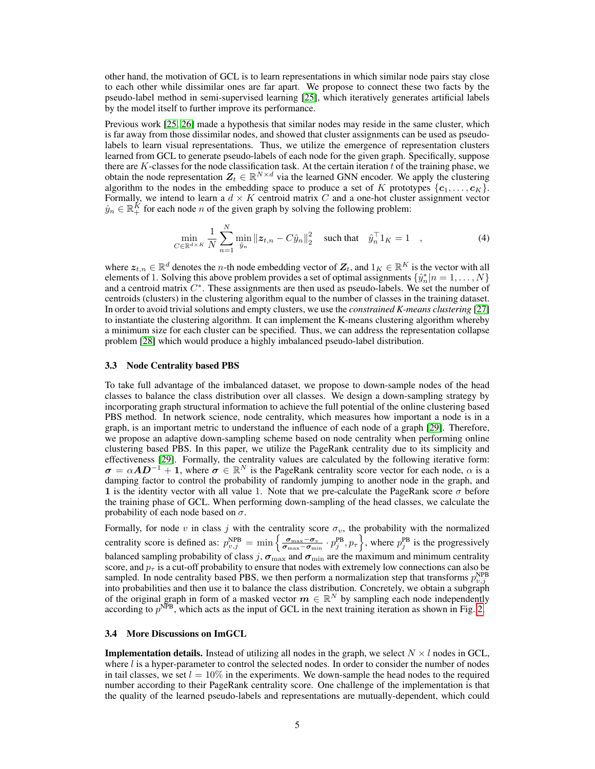other hand, the motivation of GCL is to learn representations in which similar node pairs stay close to each other while dissimilar ones are far apart. We propose to connect these two facts by the pseudo-label method in semi-supervised learning [25], which iteratively generates artificial labels by the model itself to further improve its performance.

Previous work [25, 26] made a hypothesis that similar nodes may reside in the same cluster, which is far away from those dissimilar nodes, and showed that cluster assignments can be used as pseudo-labels to learn visual representations. Thus, we utilize the emergence of representation clusters learned from GCL to generate pseudo-labels of each node for the given graph. Specifically, suppose there are $K$-classes for the node classification task. At the certain iteration $t$ of the training phase, we obtain the node representation $\boldsymbol{Z}_t \in \mathbb{R}^{N \times d}$ via the learned GNN encoder. We apply the clustering algorithm to the nodes in the embedding space to produce a set of $K$ prototypes $\{\boldsymbol{c}_1, \ldots, \boldsymbol{c}_K\}$. Formally, we intend to learn a $d \times K$ centroid matrix $C$ and a one-hot cluster assignment vector $\hat{y}_n \in \mathbb{R}_+^K$ for each node $n$ of the given graph by solving the following problem:

$$\min_{C \in \mathbb{R}^{d \times K}} \frac{1}{N} \sum_{n=1}^{N} \min_{\hat{y}_n} \|\boldsymbol{z}_{t,n} - C\hat{y}_n\|_2^2 \quad \text{such that} \quad \hat{y}_n^\top 1_K = 1 \quad , \tag{4}$$

where $\boldsymbol{z}_{t,n} \in \mathbb{R}^d$ denotes the $n$-th node embedding vector of $\boldsymbol{Z}_t$, and $1_K \in \mathbb{R}^K$ is the vector with all elements of 1. Solving this above problem provides a set of optimal assignments $\{\hat{y}_n^* | n = 1, \ldots, N\}$ and a centroid matrix $C^*$. These assignments are then used as pseudo-labels. We set the number of centroids (clusters) in the clustering algorithm equal to the number of classes in the training dataset. In order to avoid trivial solutions and empty clusters, we use the *constrained K-means clustering* [27] to instantiate the clustering algorithm. It can implement the K-means clustering algorithm whereby a minimum size for each cluster can be specified. Thus, we can address the representation collapse problem [28] which would produce a highly imbalanced pseudo-label distribution.

### 3.3 Node Centrality based PBS

To take full advantage of the imbalanced dataset, we propose to down-sample nodes of the head classes to balance the class distribution over all classes. We design a down-sampling strategy by incorporating graph structural information to achieve the full potential of the online clustering based PBS method. In network science, node centrality, which measures how important a node is in a graph, is an important metric to understand the influence of each node of a graph [29]. Therefore, we propose an adaptive down-sampling scheme based on node centrality when performing online clustering based PBS. In this paper, we utilize the PageRank centrality due to its simplicity and effectiveness [29]. Formally, the centrality values are calculated by the following iterative form: $\boldsymbol{\sigma} = \alpha \boldsymbol{A}\boldsymbol{D}^{-1} + \boldsymbol{1}$, where $\boldsymbol{\sigma} \in \mathbb{R}^N$ is the PageRank centrality score vector for each node, $\alpha$ is a damping factor to control the probability of randomly jumping to another node in the graph, and $\boldsymbol{1}$ is the identity vector with all value 1. Note that we pre-calculate the PageRank score $\sigma$ before the training phase of GCL. When performing down-sampling of the head classes, we calculate the probability of each node based on $\sigma$.

Formally, for node $v$ in class $j$ with the centrality score $\sigma_v$, the probability with the normalized centrality score is defined as: $p_{v,j}^{\text{NPB}} = \min\left\{\frac{\boldsymbol{\sigma}_{\max} - \boldsymbol{\sigma}_v}{\boldsymbol{\sigma}_{\max} - \boldsymbol{\sigma}_{\min}} \cdot p_j^{\text{PB}}, p_\tau\right\}$, where $p_j^{\text{PB}}$ is the progressively balanced sampling probability of class $j$, $\boldsymbol{\sigma}_{\max}$ and $\boldsymbol{\sigma}_{\min}$ are the maximum and minimum centrality score, and $p_\tau$ is a cut-off probability to ensure that nodes with extremely low connections can also be sampled. In node centrality based PBS, we then perform a normalization step that transforms $p_{v,j}^{\text{NPB}}$ into probabilities and then use it to balance the class distribution. Concretely, we obtain a subgraph of the original graph in form of a masked vector $\boldsymbol{m} \in \mathbb{R}^N$ by sampling each node independently according to $p^{\text{NPB}}$, which acts as the input of GCL in the next training iteration as shown in Fig. 2.

### 3.4 More Discussions on ImGCL

**Implementation details.** Instead of utilizing all nodes in the graph, we select $N \times l$ nodes in GCL, where $l$ is a hyper-parameter to control the selected nodes. In order to consider the number of nodes in tail classes, we set $l = 10\%$ in the experiments. We down-sample the head nodes to the required number according to their PageRank centrality score. One challenge of the implementation is that the quality of the learned pseudo-labels and representations are mutually-dependent, which could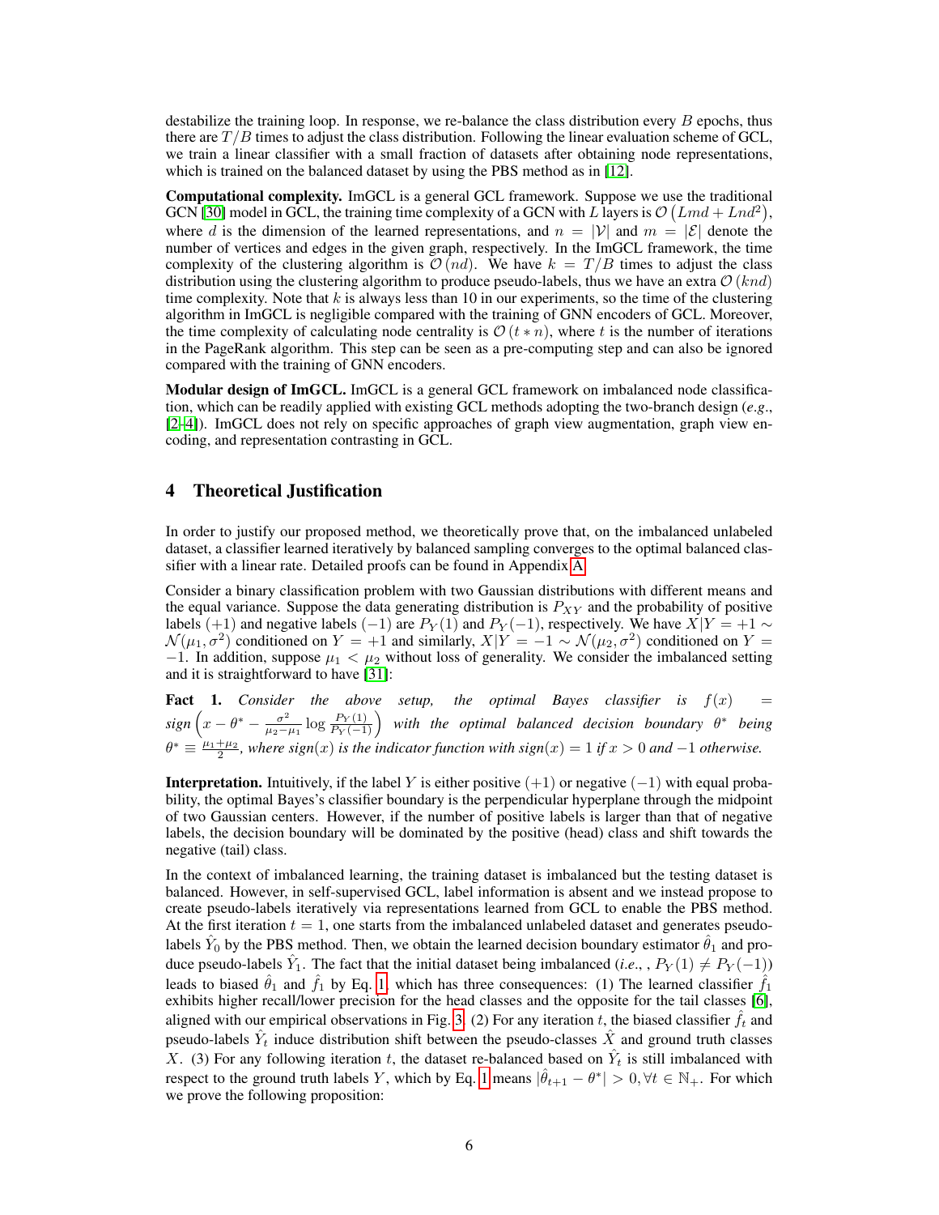destabilize the training loop. In response, we re-balance the class distribution every $B$ epochs, thus there are $T/B$ times to adjust the class distribution. Following the linear evaluation scheme of GCL, we train a linear classifier with a small fraction of datasets after obtaining node representations, which is trained on the balanced dataset by using the PBS method as in [12].

**Computational complexity.** ImGCL is a general GCL framework. Suppose we use the traditional GCN [30] model in GCL, the training time complexity of a GCN with $L$ layers is $\mathcal{O}\left(Lmd + Lnd^2\right)$, where $d$ is the dimension of the learned representations, and $n = |\mathcal{V}|$ and $m = |\mathcal{E}|$ denote the number of vertices and edges in the given graph, respectively. In the ImGCL framework, the time complexity of the clustering algorithm is $\mathcal{O}(nd)$. We have $k = T/B$ times to adjust the class distribution using the clustering algorithm to produce pseudo-labels, thus we have an extra $\mathcal{O}(knd)$ time complexity. Note that $k$ is always less than 10 in our experiments, so the time of the clustering algorithm in ImGCL is negligible compared with the training of GNN encoders of GCL. Moreover, the time complexity of calculating node centrality is $\mathcal{O}(t * n)$, where $t$ is the number of iterations in the PageRank algorithm. This step can be seen as a pre-computing step and can also be ignored compared with the training of GNN encoders.

**Modular design of ImGCL.** ImGCL is a general GCL framework on imbalanced node classification, which can be readily applied with existing GCL methods adopting the two-branch design (*e.g.*, [2–4]). ImGCL does not rely on specific approaches of graph view augmentation, graph view encoding, and representation contrasting in GCL.

## 4 Theoretical Justification

In order to justify our proposed method, we theoretically prove that, on the imbalanced unlabeled dataset, a classifier learned iteratively by balanced sampling converges to the optimal balanced classifier with a linear rate. Detailed proofs can be found in Appendix A.

Consider a binary classification problem with two Gaussian distributions with different means and the equal variance. Suppose the data generating distribution is $P_{XY}$ and the probability of positive labels $(+1)$ and negative labels $(-1)$ are $P_Y(1)$ and $P_Y(-1)$, respectively. We have $X|Y = +1 \sim \mathcal{N}(\mu_1, \sigma^2)$ conditioned on $Y = +1$ and similarly, $X|Y = -1 \sim \mathcal{N}(\mu_2, \sigma^2)$ conditioned on $Y = -1$. In addition, suppose $\mu_1 < \mu_2$ without loss of generality. We consider the imbalanced setting and it is straightforward to have [31]:

**Fact 1.** *Consider the above setup, the optimal Bayes classifier is* $f(x) = sign\left(x - \theta^* - \frac{\sigma^2}{\mu_2 - \mu_1}\log\frac{P_Y(1)}{P_Y(-1)}\right)$ *with the optimal balanced decision boundary* $\theta^*$ *being* $\theta^* \equiv \frac{\mu_1+\mu_2}{2}$*, where* $sign(x)$ *is the indicator function with* $sign(x) = 1$ *if* $x > 0$ *and* $-1$ *otherwise.*

**Interpretation.** Intuitively, if the label $Y$ is either positive $(+1)$ or negative $(-1)$ with equal probability, the optimal Bayes's classifier boundary is the perpendicular hyperplane through the midpoint of two Gaussian centers. However, if the number of positive labels is larger than that of negative labels, the decision boundary will be dominated by the positive (head) class and shift towards the negative (tail) class.

In the context of imbalanced learning, the training dataset is imbalanced but the testing dataset is balanced. However, in self-supervised GCL, label information is absent and we instead propose to create pseudo-labels iteratively via representations learned from GCL to enable the PBS method. At the first iteration $t = 1$, one starts from the imbalanced unlabeled dataset and generates pseudo-labels $\hat{Y}_0$ by the PBS method. Then, we obtain the learned decision boundary estimator $\hat{\theta}_1$ and produce pseudo-labels $\hat{Y}_1$. The fact that the initial dataset being imbalanced (*i.e.*, , $P_Y(1) \neq P_Y(-1)$) leads to biased $\hat{\theta}_1$ and $\hat{f}_1$ by Eq. 1, which has three consequences: (1) The learned classifier $\hat{f}_1$ exhibits higher recall/lower precision for the head classes and the opposite for the tail classes [6], aligned with our empirical observations in Fig. 3. (2) For any iteration $t$, the biased classifier $\hat{f}_t$ and pseudo-labels $\hat{Y}_t$ induce distribution shift between the pseudo-classes $\hat{X}$ and ground truth classes $X$. (3) For any following iteration $t$, the dataset re-balanced based on $\hat{Y}_t$ is still imbalanced with respect to the ground truth labels $Y$, which by Eq. 1 means $|\hat{\theta}_{t+1} - \theta^*| > 0, \forall t \in \mathbb{N}_+$. For which we prove the following proposition: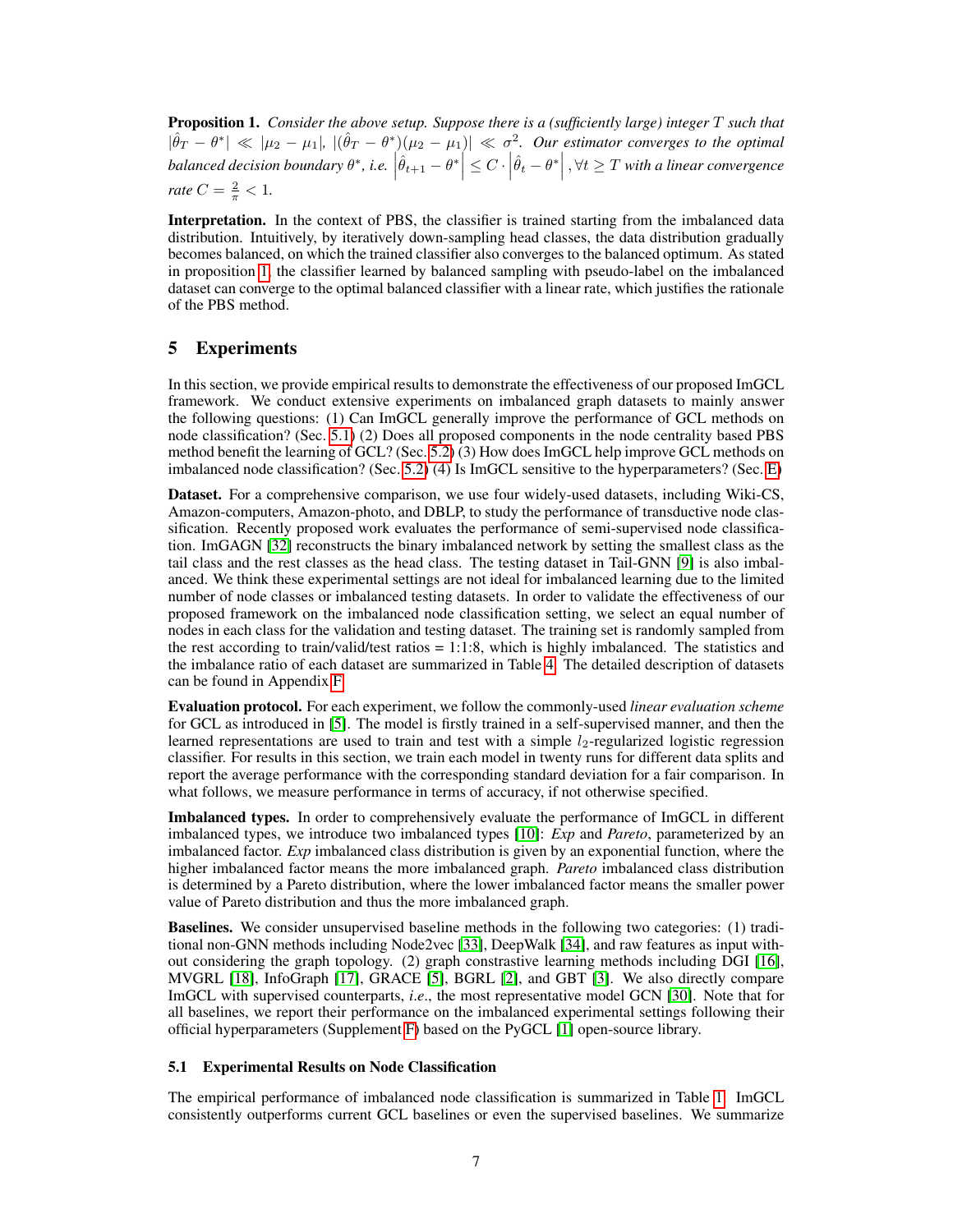**Proposition 1.** *Consider the above setup. Suppose there is a (sufficiently large) integer $T$ such that $|\hat{\theta}_T - \theta^*| \ll |\mu_2 - \mu_1|$, $|(\hat{\theta}_T - \theta^*)(\mu_2 - \mu_1)| \ll \sigma^2$. Our estimator converges to the optimal balanced decision boundary $\theta^*$, i.e. $\left|\hat{\theta}_{t+1} - \theta^*\right| \leq C \cdot \left|\hat{\theta}_t - \theta^*\right|, \forall t \geq T$ with a linear convergence rate $C = \frac{2}{\pi} < 1$.*

**Interpretation.** In the context of PBS, the classifier is trained starting from the imbalanced data distribution. Intuitively, by iteratively down-sampling head classes, the data distribution gradually becomes balanced, on which the trained classifier also converges to the balanced optimum. As stated in proposition 1, the classifier learned by balanced sampling with pseudo-label on the imbalanced dataset can converge to the optimal balanced classifier with a linear rate, which justifies the rationale of the PBS method.

# 5 Experiments

In this section, we provide empirical results to demonstrate the effectiveness of our proposed ImGCL framework. We conduct extensive experiments on imbalanced graph datasets to mainly answer the following questions: (1) Can ImGCL generally improve the performance of GCL methods on node classification? (Sec. 5.1) (2) Does all proposed components in the node centrality based PBS method benefit the learning of GCL? (Sec. 5.2) (3) How does ImGCL help improve GCL methods on imbalanced node classification? (Sec. 5.2) (4) Is ImGCL sensitive to the hyperparameters? (Sec. E)

**Dataset.** For a comprehensive comparison, we use four widely-used datasets, including Wiki-CS, Amazon-computers, Amazon-photo, and DBLP, to study the performance of transductive node classification. Recently proposed work evaluates the performance of semi-supervised node classification. ImGAGN [32] reconstructs the binary imbalanced network by setting the smallest class as the tail class and the rest classes as the head class. The testing dataset in Tail-GNN [9] is also imbalanced. We think these experimental settings are not ideal for imbalanced learning due to the limited number of node classes or imbalanced testing datasets. In order to validate the effectiveness of our proposed framework on the imbalanced node classification setting, we select an equal number of nodes in each class for the validation and testing dataset. The training set is randomly sampled from the rest according to train/valid/test ratios = 1:1:8, which is highly imbalanced. The statistics and the imbalance ratio of each dataset are summarized in Table 4. The detailed description of datasets can be found in Appendix F.

**Evaluation protocol.** For each experiment, we follow the commonly-used *linear evaluation scheme* for GCL as introduced in [5]. The model is firstly trained in a self-supervised manner, and then the learned representations are used to train and test with a simple $l_2$-regularized logistic regression classifier. For results in this section, we train each model in twenty runs for different data splits and report the average performance with the corresponding standard deviation for a fair comparison. In what follows, we measure performance in terms of accuracy, if not otherwise specified.

**Imbalanced types.** In order to comprehensively evaluate the performance of ImGCL in different imbalanced types, we introduce two imbalanced types [10]: *Exp* and *Pareto*, parameterized by an imbalanced factor. *Exp* imbalanced class distribution is given by an exponential function, where the higher imbalanced factor means the more imbalanced graph. *Pareto* imbalanced class distribution is determined by a Pareto distribution, where the lower imbalanced factor means the smaller power value of Pareto distribution and thus the more imbalanced graph.

**Baselines.** We consider unsupervised baseline methods in the following two categories: (1) traditional non-GNN methods including Node2vec [33], DeepWalk [34], and raw features as input without considering the graph topology. (2) graph constrastive learning methods including DGI [16], MVGRL [18], InfoGraph [17], GRACE [5], BGRL [2], and GBT [3]. We also directly compare ImGCL with supervised counterparts, *i.e*., the most representative model GCN [30]. Note that for all baselines, we report their performance on the imbalanced experimental settings following their official hyperparameters (Supplement F) based on the PyGCL [1] open-source library.

## 5.1 Experimental Results on Node Classification

The empirical performance of imbalanced node classification is summarized in Table 1. ImGCL consistently outperforms current GCL baselines or even the supervised baselines. We summarize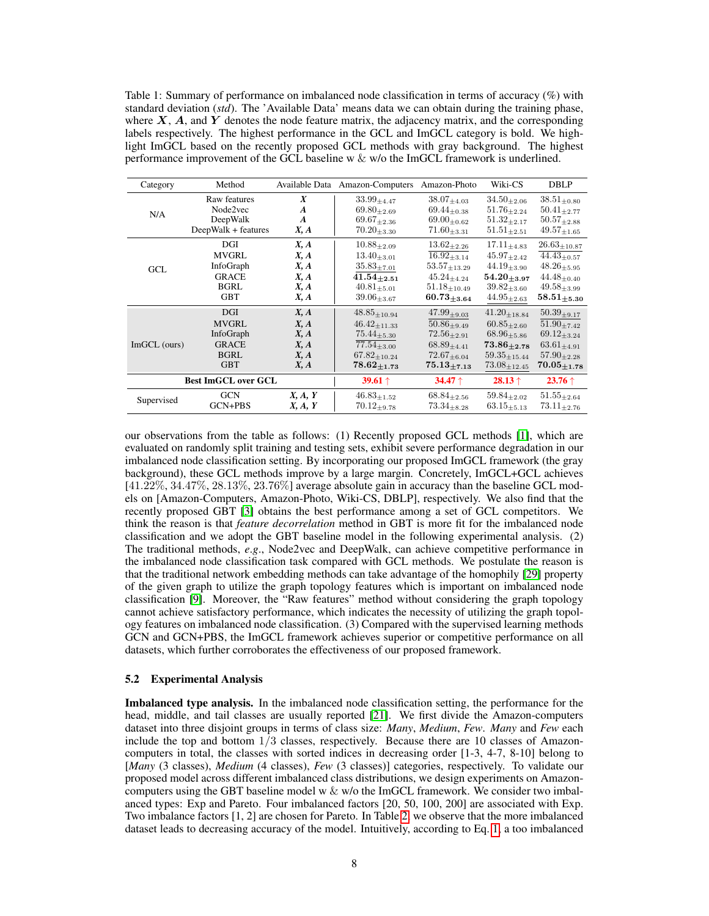Table 1: Summary of performance on imbalanced node classification in terms of accuracy (%) with standard deviation (*std*). The 'Available Data' means data we can obtain during the training phase, where $\boldsymbol{X}$, $\boldsymbol{A}$, and $\boldsymbol{Y}$ denotes the node feature matrix, the adjacency matrix, and the corresponding labels respectively. The highest performance in the GCL and ImGCL category is bold. We highlight ImGCL based on the recently proposed GCL methods with gray background. The highest performance improvement of the GCL baseline w & w/o the ImGCL framework is underlined.

| Category | Method | Available Data | Amazon-Computers | Amazon-Photo | Wiki-CS | DBLP |
|---|---|---|---|---|---|---|
| N/A | Raw features | $\boldsymbol{X}$ | $33.99_{\pm 4.47}$ | $38.07_{\pm 4.03}$ | $34.50_{\pm 2.06}$ | $38.51_{\pm 0.80}$ |
| | Node2vec | $\boldsymbol{A}$ | $69.80_{\pm 2.69}$ | $69.44_{\pm 0.38}$ | $51.76_{\pm 2.24}$ | $50.41_{\pm 2.77}$ |
| | DeepWalk | $\boldsymbol{A}$ | $69.67_{\pm 2.36}$ | $69.00_{\pm 0.62}$ | $51.32_{\pm 2.17}$ | $50.57_{\pm 2.88}$ |
| | DeepWalk + features | $\boldsymbol{X}, \boldsymbol{A}$ | $70.20_{\pm 3.30}$ | $71.60_{\pm 3.31}$ | $51.51_{\pm 2.51}$ | $49.57_{\pm 1.65}$ |
| GCL | DGI | $\boldsymbol{X}, \boldsymbol{A}$ | $10.88_{\pm 2.09}$ | $\underline{13.62_{\pm 2.26}}$ | $17.11_{\pm 4.83}$ | $\underline{26.63_{\pm 10.87}}$ |
| | MVGRL | $\boldsymbol{X}, \boldsymbol{A}$ | $13.40_{\pm 3.01}$ | $\underline{16.92_{\pm 3.14}}$ | $45.97_{\pm 2.42}$ | $\underline{44.43_{\pm 0.57}}$ |
| | InfoGraph | $\boldsymbol{X}, \boldsymbol{A}$ | $\underline{35.83_{\pm 7.01}}$ | $53.57_{\pm 13.29}$ | $44.19_{\pm 3.90}$ | $48.26_{\pm 5.95}$ |
| | GRACE | $\boldsymbol{X}, \boldsymbol{A}$ | $\underline{\mathbf{41.54_{\pm 2.51}}}$ | $45.24_{\pm 4.24}$ | $\mathbf{54.20_{\pm 3.97}}$ | $44.48_{\pm 0.40}$ |
| | BGRL | $\boldsymbol{X}, \boldsymbol{A}$ | $40.81_{\pm 5.01}$ | $51.18_{\pm 10.49}$ | $39.82_{\pm 3.60}$ | $49.58_{\pm 3.99}$ |
| | GBT | $\boldsymbol{X}, \boldsymbol{A}$ | $39.06_{\pm 3.67}$ | $\mathbf{60.73_{\pm 3.64}}$ | $\underline{44.95_{\pm 2.63}}$ | $\mathbf{58.51_{\pm 5.30}}$ |
| ImGCL (ours) | DGI | $\boldsymbol{X}, \boldsymbol{A}$ | $48.85_{\pm 10.94}$ | $\underline{47.99_{\pm 9.03}}$ | $41.20_{\pm 18.84}$ | $\underline{50.39_{\pm 9.17}}$ |
| | MVGRL | $\boldsymbol{X}, \boldsymbol{A}$ | $46.42_{\pm 11.33}$ | $\underline{50.86_{\pm 9.49}}$ | $60.85_{\pm 2.60}$ | $\underline{51.90_{\pm 7.42}}$ |
| | InfoGraph | $\boldsymbol{X}, \boldsymbol{A}$ | $\underline{75.44_{\pm 5.30}}$ | $72.56_{\pm 2.91}$ | $68.96_{\pm 5.86}$ | $69.12_{\pm 3.24}$ |
| | GRACE | $\boldsymbol{X}, \boldsymbol{A}$ | $\underline{77.54_{\pm 3.00}}$ | $68.89_{\pm 4.41}$ | $\mathbf{73.86_{\pm 2.78}}$ | $63.61_{\pm 4.91}$ |
| | BGRL | $\boldsymbol{X}, \boldsymbol{A}$ | $67.82_{\pm 10.24}$ | $72.67_{\pm 6.04}$ | $59.35_{\pm 15.44}$ | $57.90_{\pm 2.28}$ |
| | GBT | $\boldsymbol{X}, \boldsymbol{A}$ | $\mathbf{78.62_{\pm 1.73}}$ | $\mathbf{75.13_{\pm 7.13}}$ | $\underline{73.08_{\pm 12.45}}$ | $\mathbf{70.05_{\pm 1.78}}$ |
| **Best ImGCL over GCL** | | | **39.61 ↑** | **34.47 ↑** | **28.13 ↑** | **23.76 ↑** |
| Supervised | GCN | $\boldsymbol{X}, \boldsymbol{A}, \boldsymbol{Y}$ | $46.83_{\pm 1.52}$ | $68.84_{\pm 2.56}$ | $59.84_{\pm 2.02}$ | $51.55_{\pm 2.64}$ |
| | GCN+PBS | $\boldsymbol{X}, \boldsymbol{A}, \boldsymbol{Y}$ | $70.12_{\pm 9.78}$ | $73.34_{\pm 8.28}$ | $63.15_{\pm 5.13}$ | $73.11_{\pm 2.76}$ |

our observations from the table as follows: (1) Recently proposed GCL methods [1], which are evaluated on randomly split training and testing sets, exhibit severe performance degradation in our imbalanced node classification setting. By incorporating our proposed ImGCL framework (the gray background), these GCL methods improve by a large margin. Concretely, ImGCL+GCL achieves [41.22%, 34.47%, 28.13%, 23.76%] average absolute gain in accuracy than the baseline GCL models on [Amazon-Computers, Amazon-Photo, Wiki-CS, DBLP], respectively. We also find that the recently proposed GBT [3] obtains the best performance among a set of GCL competitors. We think the reason is that *feature decorrelation* method in GBT is more fit for the imbalanced node classification and we adopt the GBT baseline model in the following experimental analysis. (2) The traditional methods, *e.g.*, Node2vec and DeepWalk, can achieve competitive performance in the imbalanced node classification task compared with GCL methods. We postulate the reason is that the traditional network embedding methods can take advantage of the homophily [29] property of the given graph to utilize the graph topology features which is important on imbalanced node classification [9]. Moreover, the "Raw features" method without considering the graph topology cannot achieve satisfactory performance, which indicates the necessity of utilizing the graph topology features on imbalanced node classification. (3) Compared with the supervised learning methods GCN and GCN+PBS, the ImGCL framework achieves superior or competitive performance on all datasets, which further corroborates the effectiveness of our proposed framework.

### 5.2 Experimental Analysis

**Imbalanced type analysis.** In the imbalanced node classification setting, the performance for the head, middle, and tail classes are usually reported [21]. We first divide the Amazon-computers dataset into three disjoint groups in terms of class size: *Many*, *Medium*, *Few*. *Many* and *Few* each include the top and bottom $1/3$ classes, respectively. Because there are 10 classes of Amazon-computers in total, the classes with sorted indices in decreasing order [1-3, 4-7, 8-10] belong to [*Many* (3 classes), *Medium* (4 classes), *Few* (3 classes)] categories, respectively. To validate our proposed model across different imbalanced class distributions, we design experiments on Amazon-computers using the GBT baseline model w & w/o the ImGCL framework. We consider two imbalanced types: Exp and Pareto. Four imbalanced factors [20, 50, 100, 200] are associated with Exp. Two imbalance factors [1, 2] are chosen for Pareto. In Table 2, we observe that the more imbalanced dataset leads to decreasing accuracy of the model. Intuitively, according to Eq. 1, a too imbalanced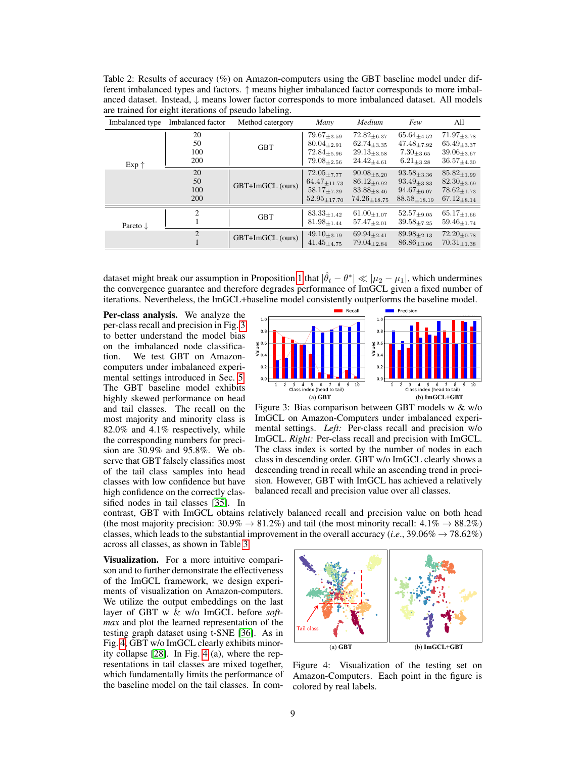Table 2: Results of accuracy (%) on Amazon-computers using the GBT baseline model under different imbalanced types and factors. ↑ means higher imbalanced factor corresponds to more imbalanced dataset. Instead, ↓ means lower factor corresponds to more imbalanced dataset. All models are trained for eight iterations of pseudo labeling.

| Imbalanced type | Imbalanced factor | Method catergory | *Many* | *Medium* | *Few* | All |
|---|---|---|---|---|---|---|
| Exp ↑ | 20 | GBT | $79.67_{\pm 3.59}$ | $72.82_{\pm 6.37}$ | $65.64_{\pm 4.52}$ | $71.97_{\pm 3.78}$ |
| | 50 | | $80.04_{\pm 2.91}$ | $62.74_{\pm 3.35}$ | $47.48_{\pm 7.92}$ | $65.49_{\pm 3.37}$ |
| | 100 | | $72.84_{\pm 5.96}$ | $29.13_{\pm 3.58}$ | $7.30_{\pm 3.65}$ | $39.06_{\pm 3.67}$ |
| | 200 | | $79.08_{\pm 2.56}$ | $24.42_{\pm 4.61}$ | $6.21_{\pm 3.28}$ | $36.57_{\pm 4.30}$ |
| | 20 | GBT+ImGCL (ours) | $72.05_{\pm 7.77}$ | $90.08_{\pm 5.20}$ | $93.58_{\pm 3.36}$ | $85.82_{\pm 1.99}$ |
| | 50 | | $64.47_{\pm 11.73}$ | $86.12_{\pm 9.92}$ | $93.49_{\pm 3.83}$ | $82.30_{\pm 3.69}$ |
| | 100 | | $58.17_{\pm 7.29}$ | $83.88_{\pm 8.46}$ | $94.67_{\pm 6.07}$ | $78.62_{\pm 1.73}$ |
| | 200 | | $52.95_{\pm 17.70}$ | $74.26_{\pm 18.75}$ | $88.58_{\pm 18.19}$ | $67.12_{\pm 8.14}$ |
| Pareto ↓ | 2 | GBT | $83.33_{\pm 1.42}$ | $61.00_{\pm 1.07}$ | $52.57_{\pm 9.05}$ | $65.17_{\pm 1.66}$ |
| | 1 | | $81.98_{\pm 1.44}$ | $57.47_{\pm 2.01}$ | $39.58_{\pm 7.25}$ | $59.46_{\pm 1.74}$ |
| | 2 | GBT+ImGCL (ours) | $49.10_{\pm 3.19}$ | $69.94_{\pm 2.41}$ | $89.98_{\pm 2.13}$ | $72.20_{\pm 0.78}$ |
| | 1 | | $41.45_{\pm 4.75}$ | $79.04_{\pm 2.84}$ | $86.86_{\pm 3.06}$ | $70.31_{\pm 1.38}$ |

dataset might break our assumption in Proposition 1 that $|\hat{\theta}_t - \theta^*| \ll |\mu_2 - \mu_1|$, which undermines the convergence guarantee and therefore degrades performance of ImGCL given a fixed number of iterations. Nevertheless, the ImGCL+baseline model consistently outperforms the baseline model.

**Per-class analysis.** We analyze the per-class recall and precision in Fig. 3 to better understand the model bias on the imbalanced node classification. We test GBT on Amazon-computers under imbalanced experimental settings introduced in Sec. 5. The GBT baseline model exhibits highly skewed performance on head and tail classes. The recall on the most majority and minority class is 82.0% and 4.1% respectively, while the corresponding numbers for precision are 30.9% and 95.8%. We observe that GBT falsely classifies most of the tail class samples into head classes with low confidence but have high confidence on the correctly classified nodes in tail classes [35]. In contrast, GBT with ImGCL obtains relatively balanced recall and precision value on both head (the most majority precision: 30.9% → 81.2%) and tail (the most minority recall: 4.1% → 88.2%) classes, which leads to the substantial improvement in the overall accuracy (*i.e.*, 39.06% → 78.62%) across all classes, as shown in Table 3.

Figure 3: Bias comparison between GBT models w & w/o ImGCL on Amazon-Computers under imbalanced experimental settings. *Left:* Per-class recall and precision w/o ImGCL. *Right:* Per-class recall and precision with ImGCL. The class index is sorted by the number of nodes in each class in descending order. GBT w/o ImGCL clearly shows a descending trend in recall while an ascending trend in precision. However, GBT with ImGCL has achieved a relatively balanced recall and precision value over all classes.

**Visualization.** For a more intuitive comparison and to further demonstrate the effectiveness of the ImGCL framework, we design experiments of visualization on Amazon-computers. We utilize the output embeddings on the last layer of GBT w & w/o ImGCL before *softmax* and plot the learned representation of the testing graph dataset using t-SNE [36]. As in Fig. 4, GBT w/o ImGCL clearly exhibits minority collapse [28]. In Fig. 4 (a), where the representations in tail classes are mixed together, which fundamentally limits the performance of the baseline model on the tail classes. In com-

Figure 4: Visualization of the testing set on Amazon-Computers. Each point in the figure is colored by real labels.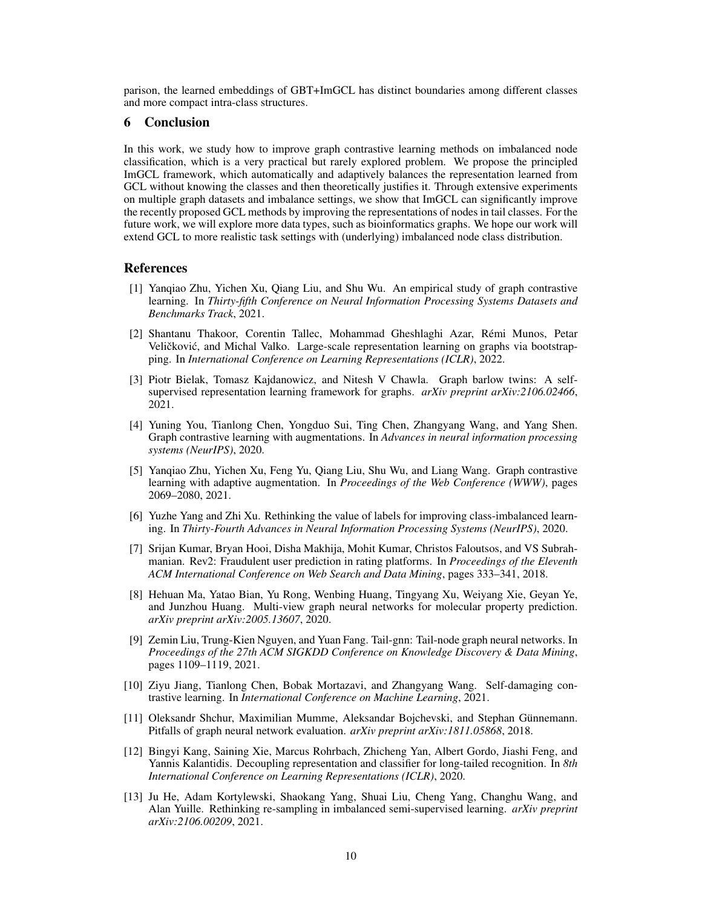parison, the learned embeddings of GBT+ImGCL has distinct boundaries among different classes and more compact intra-class structures.

## 6 Conclusion

In this work, we study how to improve graph contrastive learning methods on imbalanced node classification, which is a very practical but rarely explored problem. We propose the principled ImGCL framework, which automatically and adaptively balances the representation learned from GCL without knowing the classes and then theoretically justifies it. Through extensive experiments on multiple graph datasets and imbalance settings, we show that ImGCL can significantly improve the recently proposed GCL methods by improving the representations of nodes in tail classes. For the future work, we will explore more data types, such as bioinformatics graphs. We hope our work will extend GCL to more realistic task settings with (underlying) imbalanced node class distribution.

## References

[1] Yanqiao Zhu, Yichen Xu, Qiang Liu, and Shu Wu. An empirical study of graph contrastive learning. In *Thirty-fifth Conference on Neural Information Processing Systems Datasets and Benchmarks Track*, 2021.

[2] Shantanu Thakoor, Corentin Tallec, Mohammad Gheshlaghi Azar, Rémi Munos, Petar Veličković, and Michal Valko. Large-scale representation learning on graphs via bootstrapping. In *International Conference on Learning Representations (ICLR)*, 2022.

[3] Piotr Bielak, Tomasz Kajdanowicz, and Nitesh V Chawla. Graph barlow twins: A self-supervised representation learning framework for graphs. *arXiv preprint arXiv:2106.02466*, 2021.

[4] Yuning You, Tianlong Chen, Yongduo Sui, Ting Chen, Zhangyang Wang, and Yang Shen. Graph contrastive learning with augmentations. In *Advances in neural information processing systems (NeurIPS)*, 2020.

[5] Yanqiao Zhu, Yichen Xu, Feng Yu, Qiang Liu, Shu Wu, and Liang Wang. Graph contrastive learning with adaptive augmentation. In *Proceedings of the Web Conference (WWW)*, pages 2069–2080, 2021.

[6] Yuzhe Yang and Zhi Xu. Rethinking the value of labels for improving class-imbalanced learning. In *Thirty-Fourth Advances in Neural Information Processing Systems (NeurIPS)*, 2020.

[7] Srijan Kumar, Bryan Hooi, Disha Makhija, Mohit Kumar, Christos Faloutsos, and VS Subrahmanian. Rev2: Fraudulent user prediction in rating platforms. In *Proceedings of the Eleventh ACM International Conference on Web Search and Data Mining*, pages 333–341, 2018.

[8] Hehuan Ma, Yatao Bian, Yu Rong, Wenbing Huang, Tingyang Xu, Weiyang Xie, Geyan Ye, and Junzhou Huang. Multi-view graph neural networks for molecular property prediction. *arXiv preprint arXiv:2005.13607*, 2020.

[9] Zemin Liu, Trung-Kien Nguyen, and Yuan Fang. Tail-gnn: Tail-node graph neural networks. In *Proceedings of the 27th ACM SIGKDD Conference on Knowledge Discovery & Data Mining*, pages 1109–1119, 2021.

[10] Ziyu Jiang, Tianlong Chen, Bobak Mortazavi, and Zhangyang Wang. Self-damaging contrastive learning. In *International Conference on Machine Learning*, 2021.

[11] Oleksandr Shchur, Maximilian Mumme, Aleksandar Bojchevski, and Stephan Günnemann. Pitfalls of graph neural network evaluation. *arXiv preprint arXiv:1811.05868*, 2018.

[12] Bingyi Kang, Saining Xie, Marcus Rohrbach, Zhicheng Yan, Albert Gordo, Jiashi Feng, and Yannis Kalantidis. Decoupling representation and classifier for long-tailed recognition. In *8th International Conference on Learning Representations (ICLR)*, 2020.

[13] Ju He, Adam Kortylewski, Shaokang Yang, Shuai Liu, Cheng Yang, Changhu Wang, and Alan Yuille. Rethinking re-sampling in imbalanced semi-supervised learning. *arXiv preprint arXiv:2106.00209*, 2021.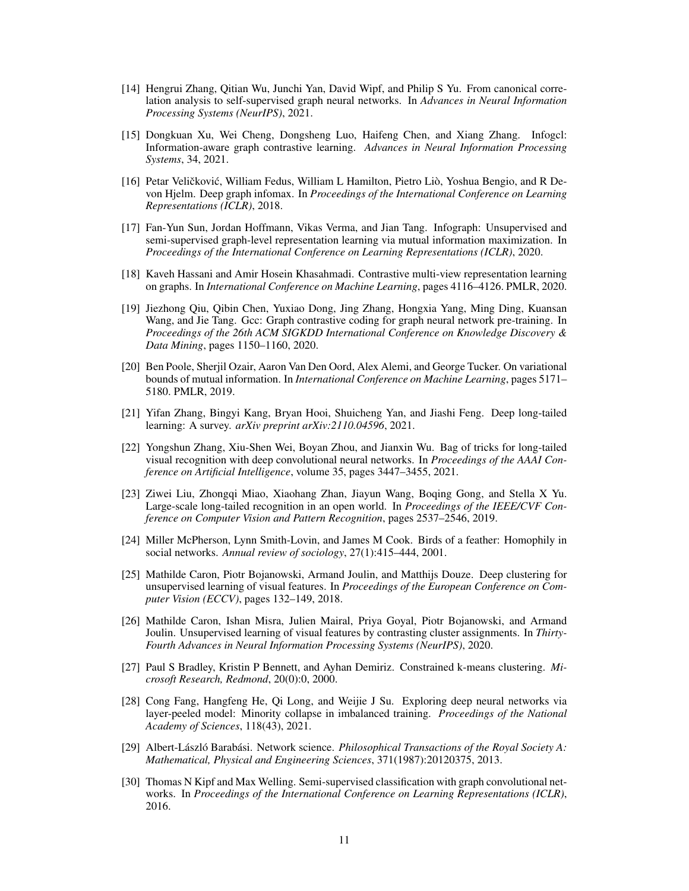[14] Hengrui Zhang, Qitian Wu, Junchi Yan, David Wipf, and Philip S Yu. From canonical correlation analysis to self-supervised graph neural networks. In *Advances in Neural Information Processing Systems (NeurIPS)*, 2021.

[15] Dongkuan Xu, Wei Cheng, Dongsheng Luo, Haifeng Chen, and Xiang Zhang. Infogcl: Information-aware graph contrastive learning. *Advances in Neural Information Processing Systems*, 34, 2021.

[16] Petar Veličković, William Fedus, William L Hamilton, Pietro Liò, Yoshua Bengio, and R Devon Hjelm. Deep graph infomax. In *Proceedings of the International Conference on Learning Representations (ICLR)*, 2018.

[17] Fan-Yun Sun, Jordan Hoffmann, Vikas Verma, and Jian Tang. Infograph: Unsupervised and semi-supervised graph-level representation learning via mutual information maximization. In *Proceedings of the International Conference on Learning Representations (ICLR)*, 2020.

[18] Kaveh Hassani and Amir Hosein Khasahmadi. Contrastive multi-view representation learning on graphs. In *International Conference on Machine Learning*, pages 4116–4126. PMLR, 2020.

[19] Jiezhong Qiu, Qibin Chen, Yuxiao Dong, Jing Zhang, Hongxia Yang, Ming Ding, Kuansan Wang, and Jie Tang. Gcc: Graph contrastive coding for graph neural network pre-training. In *Proceedings of the 26th ACM SIGKDD International Conference on Knowledge Discovery & Data Mining*, pages 1150–1160, 2020.

[20] Ben Poole, Sherjil Ozair, Aaron Van Den Oord, Alex Alemi, and George Tucker. On variational bounds of mutual information. In *International Conference on Machine Learning*, pages 5171–5180. PMLR, 2019.

[21] Yifan Zhang, Bingyi Kang, Bryan Hooi, Shuicheng Yan, and Jiashi Feng. Deep long-tailed learning: A survey. *arXiv preprint arXiv:2110.04596*, 2021.

[22] Yongshun Zhang, Xiu-Shen Wei, Boyan Zhou, and Jianxin Wu. Bag of tricks for long-tailed visual recognition with deep convolutional neural networks. In *Proceedings of the AAAI Conference on Artificial Intelligence*, volume 35, pages 3447–3455, 2021.

[23] Ziwei Liu, Zhongqi Miao, Xiaohang Zhan, Jiayun Wang, Boqing Gong, and Stella X Yu. Large-scale long-tailed recognition in an open world. In *Proceedings of the IEEE/CVF Conference on Computer Vision and Pattern Recognition*, pages 2537–2546, 2019.

[24] Miller McPherson, Lynn Smith-Lovin, and James M Cook. Birds of a feather: Homophily in social networks. *Annual review of sociology*, 27(1):415–444, 2001.

[25] Mathilde Caron, Piotr Bojanowski, Armand Joulin, and Matthijs Douze. Deep clustering for unsupervised learning of visual features. In *Proceedings of the European Conference on Computer Vision (ECCV)*, pages 132–149, 2018.

[26] Mathilde Caron, Ishan Misra, Julien Mairal, Priya Goyal, Piotr Bojanowski, and Armand Joulin. Unsupervised learning of visual features by contrasting cluster assignments. In *Thirty-Fourth Advances in Neural Information Processing Systems (NeurIPS)*, 2020.

[27] Paul S Bradley, Kristin P Bennett, and Ayhan Demiriz. Constrained k-means clustering. *Microsoft Research, Redmond*, 20(0):0, 2000.

[28] Cong Fang, Hangfeng He, Qi Long, and Weijie J Su. Exploring deep neural networks via layer-peeled model: Minority collapse in imbalanced training. *Proceedings of the National Academy of Sciences*, 118(43), 2021.

[29] Albert-László Barabási. Network science. *Philosophical Transactions of the Royal Society A: Mathematical, Physical and Engineering Sciences*, 371(1987):20120375, 2013.

[30] Thomas N Kipf and Max Welling. Semi-supervised classification with graph convolutional networks. In *Proceedings of the International Conference on Learning Representations (ICLR)*, 2016.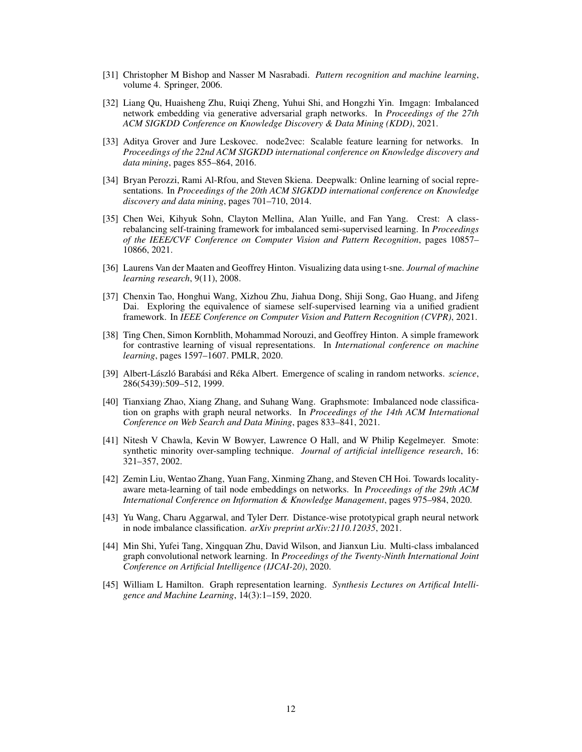[31] Christopher M Bishop and Nasser M Nasrabadi. *Pattern recognition and machine learning*, volume 4. Springer, 2006.

[32] Liang Qu, Huaisheng Zhu, Ruiqi Zheng, Yuhui Shi, and Hongzhi Yin. Imgagn: Imbalanced network embedding via generative adversarial graph networks. In *Proceedings of the 27th ACM SIGKDD Conference on Knowledge Discovery & Data Mining (KDD)*, 2021.

[33] Aditya Grover and Jure Leskovec. node2vec: Scalable feature learning for networks. In *Proceedings of the 22nd ACM SIGKDD international conference on Knowledge discovery and data mining*, pages 855–864, 2016.

[34] Bryan Perozzi, Rami Al-Rfou, and Steven Skiena. Deepwalk: Online learning of social representations. In *Proceedings of the 20th ACM SIGKDD international conference on Knowledge discovery and data mining*, pages 701–710, 2014.

[35] Chen Wei, Kihyuk Sohn, Clayton Mellina, Alan Yuille, and Fan Yang. Crest: A class-rebalancing self-training framework for imbalanced semi-supervised learning. In *Proceedings of the IEEE/CVF Conference on Computer Vision and Pattern Recognition*, pages 10857–10866, 2021.

[36] Laurens Van der Maaten and Geoffrey Hinton. Visualizing data using t-sne. *Journal of machine learning research*, 9(11), 2008.

[37] Chenxin Tao, Honghui Wang, Xizhou Zhu, Jiahua Dong, Shiji Song, Gao Huang, and Jifeng Dai. Exploring the equivalence of siamese self-supervised learning via a unified gradient framework. In *IEEE Conference on Computer Vision and Pattern Recognition (CVPR)*, 2021.

[38] Ting Chen, Simon Kornblith, Mohammad Norouzi, and Geoffrey Hinton. A simple framework for contrastive learning of visual representations. In *International conference on machine learning*, pages 1597–1607. PMLR, 2020.

[39] Albert-László Barabási and Réka Albert. Emergence of scaling in random networks. *science*, 286(5439):509–512, 1999.

[40] Tianxiang Zhao, Xiang Zhang, and Suhang Wang. Graphsmote: Imbalanced node classification on graphs with graph neural networks. In *Proceedings of the 14th ACM International Conference on Web Search and Data Mining*, pages 833–841, 2021.

[41] Nitesh V Chawla, Kevin W Bowyer, Lawrence O Hall, and W Philip Kegelmeyer. Smote: synthetic minority over-sampling technique. *Journal of artificial intelligence research*, 16: 321–357, 2002.

[42] Zemin Liu, Wentao Zhang, Yuan Fang, Xinming Zhang, and Steven CH Hoi. Towards locality-aware meta-learning of tail node embeddings on networks. In *Proceedings of the 29th ACM International Conference on Information & Knowledge Management*, pages 975–984, 2020.

[43] Yu Wang, Charu Aggarwal, and Tyler Derr. Distance-wise prototypical graph neural network in node imbalance classification. *arXiv preprint arXiv:2110.12035*, 2021.

[44] Min Shi, Yufei Tang, Xingquan Zhu, David Wilson, and Jianxun Liu. Multi-class imbalanced graph convolutional network learning. In *Proceedings of the Twenty-Ninth International Joint Conference on Artificial Intelligence (IJCAI-20)*, 2020.

[45] William L Hamilton. Graph representation learning. *Synthesis Lectures on Artifical Intelligence and Machine Learning*, 14(3):1–159, 2020.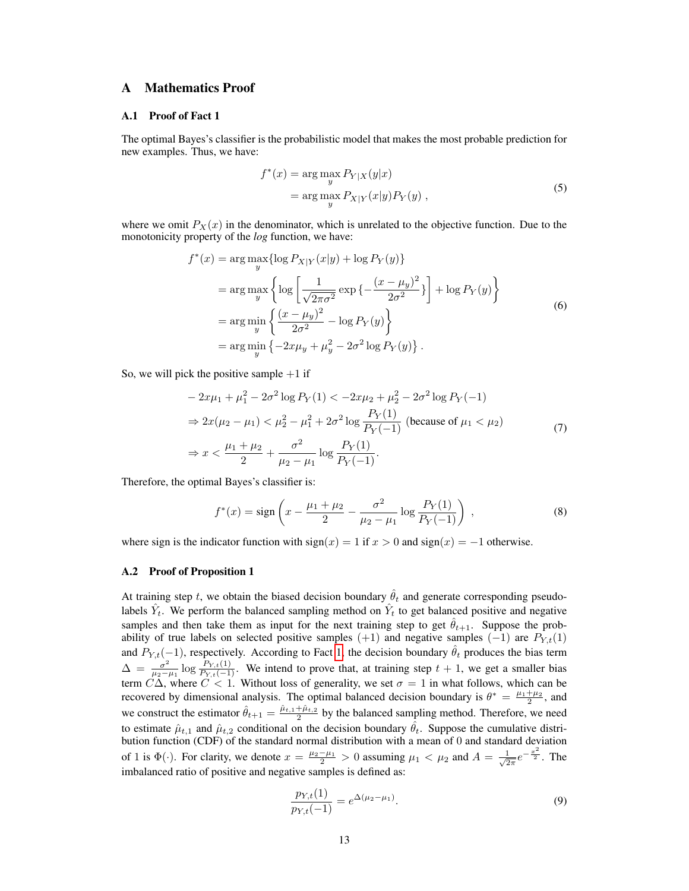## A Mathematics Proof

### A.1 Proof of Fact 1

The optimal Bayes's classifier is the probabilistic model that makes the most probable prediction for new examples. Thus, we have:

$$
\begin{aligned}
f^*(x) &= \arg\max_y P_{Y|X}(y|x) \\
&= \arg\max_y P_{X|Y}(x|y)P_Y(y) \ ,
\end{aligned}
\tag{5}
$$

where we omit $P_X(x)$ in the denominator, which is unrelated to the objective function. Due to the monotonicity property of the *log* function, we have:

$$
\begin{aligned}
f^*(x) &= \arg\max_y \{\log P_{X|Y}(x|y) + \log P_Y(y)\} \\
&= \arg\max_y \left\{ \log \left[ \frac{1}{\sqrt{2\pi\sigma^2}} \exp\{-\frac{(x-\mu_y)^2}{2\sigma^2}\} \right] + \log P_Y(y) \right\} \\
&= \arg\min_y \left\{ \frac{(x-\mu_y)^2}{2\sigma^2} - \log P_Y(y) \right\} \\
&= \arg\min_y \left\{ -2x\mu_y + \mu_y^2 - 2\sigma^2 \log P_Y(y) \right\} .
\end{aligned}
\tag{6}
$$

So, we will pick the positive sample $+1$ if

$$
\begin{aligned}
& -2x\mu_1 + \mu_1^2 - 2\sigma^2 \log P_Y(1) < -2x\mu_2 + \mu_2^2 - 2\sigma^2 \log P_Y(-1) \\
& \Rightarrow 2x(\mu_2 - \mu_1) < \mu_2^2 - \mu_1^2 + 2\sigma^2 \log \frac{P_Y(1)}{P_Y(-1)} \ \text{(because of } \mu_1 < \mu_2) \\
& \Rightarrow x < \frac{\mu_1 + \mu_2}{2} + \frac{\sigma^2}{\mu_2 - \mu_1} \log \frac{P_Y(1)}{P_Y(-1)} .
\end{aligned}
\tag{7}
$$

Therefore, the optimal Bayes's classifier is:

$$
f^*(x) = \text{sign}\left( x - \frac{\mu_1 + \mu_2}{2} - \frac{\sigma^2}{\mu_2 - \mu_1} \log \frac{P_Y(1)}{P_Y(-1)} \right) \ ,
\tag{8}
$$

where sign is the indicator function with $\text{sign}(x) = 1$ if $x > 0$ and $\text{sign}(x) = -1$ otherwise.

### A.2 Proof of Proposition 1

At training step $t$, we obtain the biased decision boundary $\hat{\theta}_t$ and generate corresponding pseudo-labels $\hat{Y}_t$. We perform the balanced sampling method on $\hat{Y}_t$ to get balanced positive and negative samples and then take them as input for the next training step to get $\hat{\theta}_{t+1}$. Suppose the probability of true labels on selected positive samples ($+1$) and negative samples ($-1$) are $P_{Y,t}(1)$ and $P_{Y,t}(-1)$, respectively. According to Fact 1, the decision boundary $\hat{\theta}_t$ produces the bias term $\Delta = \frac{\sigma^2}{\mu_2 - \mu_1} \log \frac{P_{Y,t}(1)}{P_{Y,t}(-1)}$. We intend to prove that, at training step $t+1$, we get a smaller bias term $C\Delta$, where $C < 1$. Without loss of generality, we set $\sigma = 1$ in what follows, which can be recovered by dimensional analysis. The optimal balanced decision boundary is $\theta^* = \frac{\mu_1 + \mu_2}{2}$, and we construct the estimator $\hat{\theta}_{t+1} = \frac{\hat{\mu}_{t,1} + \hat{\mu}_{t,2}}{2}$ by the balanced sampling method. Therefore, we need to estimate $\hat{\mu}_{t,1}$ and $\hat{\mu}_{t,2}$ conditional on the decision boundary $\hat{\theta}_t$. Suppose the cumulative distribution function (CDF) of the standard normal distribution with a mean of 0 and standard deviation of 1 is $\Phi(\cdot)$. For clarity, we denote $x = \frac{\mu_2 - \mu_1}{2} > 0$ assuming $\mu_1 < \mu_2$ and $A = \frac{1}{\sqrt{2\pi}} e^{-\frac{x^2}{2}}$. The imbalanced ratio of positive and negative samples is defined as:

$$
\frac{p_{Y,t}(1)}{p_{Y,t}(-1)} = e^{\Delta(\mu_2 - \mu_1)} .
\tag{9}
$$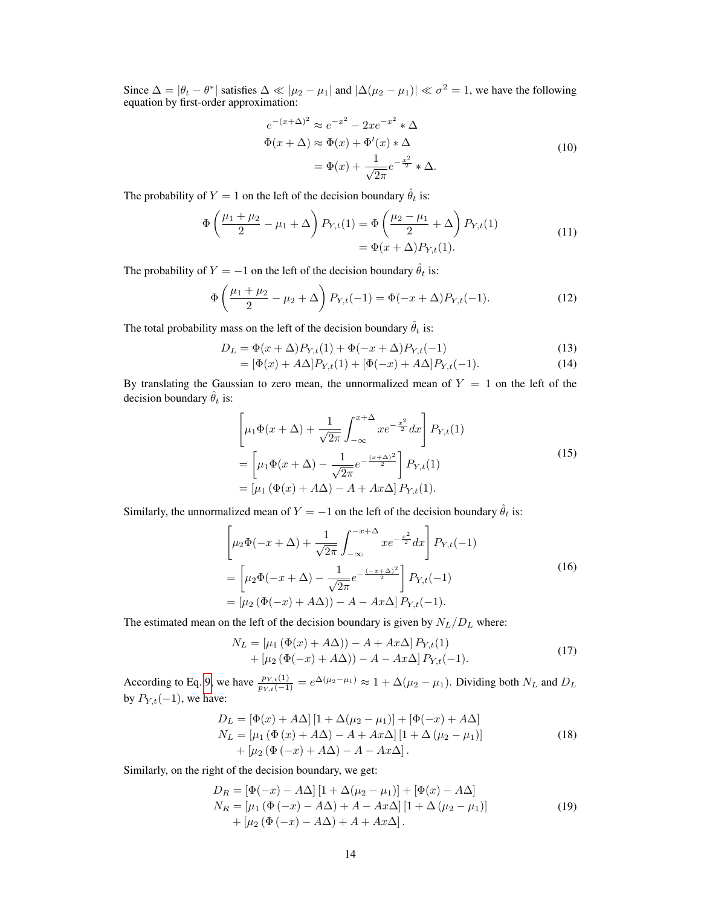Since $\Delta = |\theta_t - \theta^*|$ satisfies $\Delta \ll |\mu_2 - \mu_1|$ and $|\Delta(\mu_2 - \mu_1)| \ll \sigma^2 = 1$, we have the following equation by first-order approximation:

$$
\begin{aligned}
e^{-(x+\Delta)^2} &\approx e^{-x^2} - 2xe^{-x^2} * \Delta \\
\Phi(x+\Delta) &\approx \Phi(x) + \Phi'(x) * \Delta \\
&= \Phi(x) + \frac{1}{\sqrt{2\pi}} e^{-\frac{x^2}{2}} * \Delta.
\end{aligned}
\tag{10}
$$

The probability of $Y = 1$ on the left of the decision boundary $\hat{\theta}_t$ is:

$$
\begin{aligned}
\Phi\left(\frac{\mu_1 + \mu_2}{2} - \mu_1 + \Delta\right) P_{Y,t}(1) &= \Phi\left(\frac{\mu_2 - \mu_1}{2} + \Delta\right) P_{Y,t}(1) \\
&= \Phi(x + \Delta) P_{Y,t}(1).
\end{aligned}
\tag{11}
$$

The probability of $Y = -1$ on the left of the decision boundary $\hat{\theta}_t$ is:

$$
\Phi\left(\frac{\mu_1 + \mu_2}{2} - \mu_2 + \Delta\right) P_{Y,t}(-1) = \Phi(-x + \Delta) P_{Y,t}(-1). \tag{12}
$$

The total probability mass on the left of the decision boundary $\hat{\theta}_t$ is:

$$
D_L = \Phi(x+\Delta)P_{Y,t}(1) + \Phi(-x+\Delta)P_{Y,t}(-1) \tag{13}
$$

$$
= [\Phi(x) + A\Delta]P_{Y,t}(1) + [\Phi(-x) + A\Delta]P_{Y,t}(-1). \tag{14}
$$

By translating the Gaussian to zero mean, the unnormalized mean of $Y = 1$ on the left of the decision boundary $\hat{\theta}_t$ is:

$$
\begin{aligned}
&\left[\mu_1 \Phi(x+\Delta) + \frac{1}{\sqrt{2\pi}} \int_{-\infty}^{x+\Delta} x e^{-\frac{x^2}{2}} dx\right] P_{Y,t}(1) \\
&= \left[\mu_1 \Phi(x+\Delta) - \frac{1}{\sqrt{2\pi}} e^{-\frac{(x+\Delta)^2}{2}}\right] P_{Y,t}(1) \\
&= \left[\mu_1 \left(\Phi(x) + A\Delta\right) - A + Ax\Delta\right] P_{Y,t}(1).
\end{aligned}
\tag{15}
$$

Similarly, the unnormalized mean of $Y = -1$ on the left of the decision boundary $\hat{\theta}_t$ is:

$$
\begin{aligned}
&\left[\mu_2 \Phi(-x+\Delta) + \frac{1}{\sqrt{2\pi}} \int_{-\infty}^{-x+\Delta} x e^{-\frac{x^2}{2}} dx\right] P_{Y,t}(-1) \\
&= \left[\mu_2 \Phi(-x+\Delta) - \frac{1}{\sqrt{2\pi}} e^{-\frac{(-x+\Delta)^2}{2}}\right] P_{Y,t}(-1) \\
&= \left[\mu_2 \left(\Phi(-x) + A\Delta\right)) - A - Ax\Delta\right] P_{Y,t}(-1).
\end{aligned}
\tag{16}
$$

The estimated mean on the left of the decision boundary is given by $N_L/D_L$ where:

$$
\begin{aligned}
N_L = &\left[\mu_1 \left(\Phi(x) + A\Delta\right)) - A + Ax\Delta\right] P_{Y,t}(1) \\
&+ \left[\mu_2 \left(\Phi(-x) + A\Delta\right)) - A - Ax\Delta\right] P_{Y,t}(-1).
\end{aligned}
\tag{17}
$$

According to Eq. 9, we have $\frac{p_{Y,t}(1)}{p_{Y,t}(-1)} = e^{\Delta(\mu_2 - \mu_1)} \approx 1 + \Delta(\mu_2 - \mu_1)$. Dividing both $N_L$ and $D_L$ by $P_{Y,t}(-1)$, we have:

$$
\begin{aligned}
D_L &= [\Phi(x) + A\Delta]\left[1 + \Delta(\mu_2 - \mu_1)\right] + [\Phi(-x) + A\Delta] \\
N_L &= \left[\mu_1 \left(\Phi\left(x\right) + A\Delta\right) - A + Ax\Delta\right]\left[1 + \Delta\left(\mu_2 - \mu_1\right)\right] \\
&\quad + \left[\mu_2 \left(\Phi\left(-x\right) + A\Delta\right) - A - Ax\Delta\right].
\end{aligned}
\tag{18}
$$

Similarly, on the right of the decision boundary, we get:

$$
\begin{aligned}
D_R &= [\Phi(-x) - A\Delta]\left[1 + \Delta(\mu_2 - \mu_1)\right] + [\Phi(x) - A\Delta] \\
N_R &= \left[\mu_1 \left(\Phi\left(-x\right) - A\Delta\right) + A - Ax\Delta\right]\left[1 + \Delta\left(\mu_2 - \mu_1\right)\right] \\
&\quad + \left[\mu_2 \left(\Phi\left(-x\right) - A\Delta\right) + A + Ax\Delta\right].
\end{aligned}
\tag{19}
$$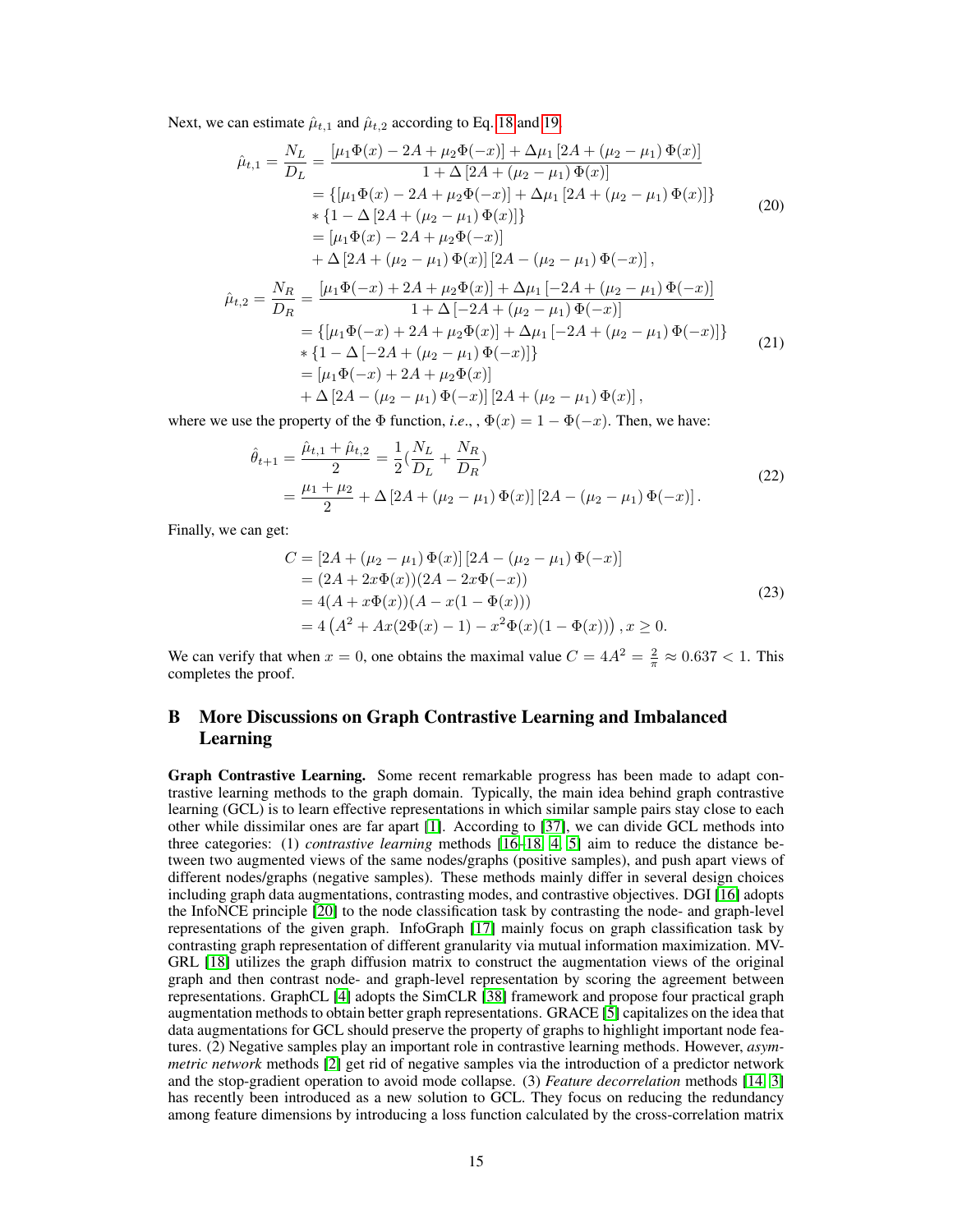Next, we can estimate $\hat{\mu}_{t,1}$ and $\hat{\mu}_{t,2}$ according to Eq. 18 and 19.

$$
\begin{aligned}
\hat{\mu}_{t,1} = \frac{N_L}{D_L} &= \frac{[\mu_1 \Phi(x) - 2A + \mu_2 \Phi(-x)] + \Delta\mu_1 \left[2A + (\mu_2 - \mu_1)\Phi(x)\right]}{1 + \Delta\left[2A + (\mu_2 - \mu_1)\Phi(x)\right]} \\
&= \{[\mu_1 \Phi(x) - 2A + \mu_2 \Phi(-x)] + \Delta\mu_1 \left[2A + (\mu_2 - \mu_1)\Phi(x)\right]\} \\
&\quad * \{1 - \Delta\left[2A + (\mu_2 - \mu_1)\Phi(x)\right]\} \\
&= [\mu_1 \Phi(x) - 2A + \mu_2 \Phi(-x)] \\
&\quad + \Delta\left[2A + (\mu_2 - \mu_1)\Phi(x)\right]\left[2A - (\mu_2 - \mu_1)\Phi(-x)\right],
\end{aligned} \tag{20}
$$

$$
\begin{aligned}
\hat{\mu}_{t,2} = \frac{N_R}{D_R} &= \frac{[\mu_1 \Phi(-x) + 2A + \mu_2 \Phi(x)] + \Delta\mu_1 \left[-2A + (\mu_2 - \mu_1)\Phi(-x)\right]}{1 + \Delta\left[-2A + (\mu_2 - \mu_1)\Phi(-x)\right]} \\
&= \{[\mu_1 \Phi(-x) + 2A + \mu_2 \Phi(x)] + \Delta\mu_1 \left[-2A + (\mu_2 - \mu_1)\Phi(-x)\right]\} \\
&\quad * \{1 - \Delta\left[-2A + (\mu_2 - \mu_1)\Phi(-x)\right]\} \\
&= [\mu_1 \Phi(-x) + 2A + \mu_2 \Phi(x)] \\
&\quad + \Delta\left[2A - (\mu_2 - \mu_1)\Phi(-x)\right]\left[2A + (\mu_2 - \mu_1)\Phi(x)\right],
\end{aligned} \tag{21}
$$

where we use the property of the $\Phi$ function, *i.e.*, , $\Phi(x) = 1 - \Phi(-x)$. Then, we have:

$$
\begin{aligned}
\hat{\theta}_{t+1} = \frac{\hat{\mu}_{t,1} + \hat{\mu}_{t,2}}{2} &= \frac{1}{2}\left(\frac{N_L}{D_L} + \frac{N_R}{D_R}\right) \\
&= \frac{\mu_1 + \mu_2}{2} + \Delta\left[2A + (\mu_2 - \mu_1)\Phi(x)\right]\left[2A - (\mu_2 - \mu_1)\Phi(-x)\right].
\end{aligned} \tag{22}
$$

Finally, we can get:

$$
\begin{aligned}
C &= \left[2A + (\mu_2 - \mu_1)\Phi(x)\right]\left[2A - (\mu_2 - \mu_1)\Phi(-x)\right] \\
&= (2A + 2x\Phi(x))(2A - 2x\Phi(-x)) \\
&= 4(A + x\Phi(x))(A - x(1 - \Phi(x))) \\
&= 4\left(A^2 + Ax(2\Phi(x) - 1) - x^2\Phi(x)(1 - \Phi(x))\right), x \geq 0.
\end{aligned} \tag{23}
$$

We can verify that when $x = 0$, one obtains the maximal value $C = 4A^2 = \frac{2}{\pi} \approx 0.637 < 1$. This completes the proof.

# B More Discussions on Graph Contrastive Learning and Imbalanced Learning

**Graph Contrastive Learning.** Some recent remarkable progress has been made to adapt contrastive learning methods to the graph domain. Typically, the main idea behind graph contrastive learning (GCL) is to learn effective representations in which similar sample pairs stay close to each other while dissimilar ones are far apart [1]. According to [37], we can divide GCL methods into three categories: (1) *contrastive learning* methods [16–18, 4, 5] aim to reduce the distance between two augmented views of the same nodes/graphs (positive samples), and push apart views of different nodes/graphs (negative samples). These methods mainly differ in several design choices including graph data augmentations, contrasting modes, and contrastive objectives. DGI [16] adopts the InfoNCE principle [20] to the node classification task by contrasting the node- and graph-level representations of the given graph. InfoGraph [17] mainly focus on graph classification task by contrasting graph representation of different granularity via mutual information maximization. MVGRL [18] utilizes the graph diffusion matrix to construct the augmentation views of the original graph and then contrast node- and graph-level representation by scoring the agreement between representations. GraphCL [4] adopts the SimCLR [38] framework and propose four practical graph augmentation methods to obtain better graph representations. GRACE [5] capitalizes on the idea that data augmentations for GCL should preserve the property of graphs to highlight important node features. (2) Negative samples play an important role in contrastive learning methods. However, *asymmetric network* methods [2] get rid of negative samples via the introduction of a predictor network and the stop-gradient operation to avoid mode collapse. (3) *Feature decorrelation* methods [14, 3] has recently been introduced as a new solution to GCL. They focus on reducing the redundancy among feature dimensions by introducing a loss function calculated by the cross-correlation matrix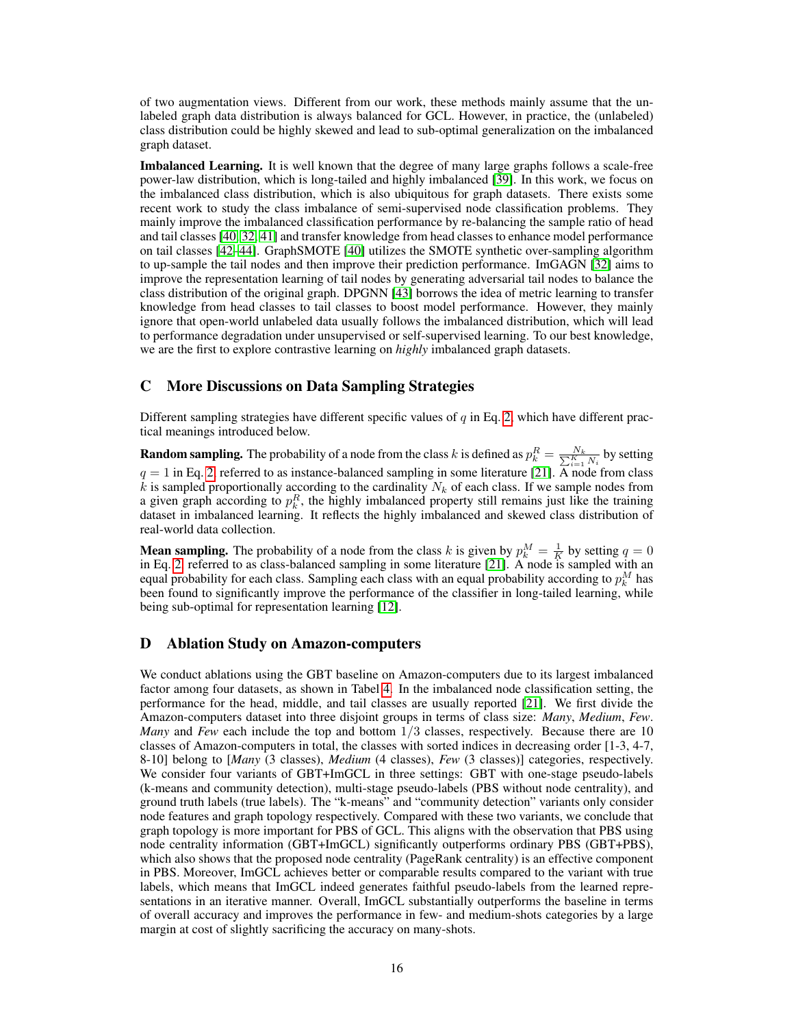of two augmentation views. Different from our work, these methods mainly assume that the unlabeled graph data distribution is always balanced for GCL. However, in practice, the (unlabeled) class distribution could be highly skewed and lead to sub-optimal generalization on the imbalanced graph dataset.

**Imbalanced Learning.** It is well known that the degree of many large graphs follows a scale-free power-law distribution, which is long-tailed and highly imbalanced [39]. In this work, we focus on the imbalanced class distribution, which is also ubiquitous for graph datasets. There exists some recent work to study the class imbalance of semi-supervised node classification problems. They mainly improve the imbalanced classification performance by re-balancing the sample ratio of head and tail classes [40, 32, 41] and transfer knowledge from head classes to enhance model performance on tail classes [42–44]. GraphSMOTE [40] utilizes the SMOTE synthetic over-sampling algorithm to up-sample the tail nodes and then improve their prediction performance. ImGAGN [32] aims to improve the representation learning of tail nodes by generating adversarial tail nodes to balance the class distribution of the original graph. DPGNN [43] borrows the idea of metric learning to transfer knowledge from head classes to tail classes to boost model performance. However, they mainly ignore that open-world unlabeled data usually follows the imbalanced distribution, which will lead to performance degradation under unsupervised or self-supervised learning. To our best knowledge, we are the first to explore contrastive learning on *highly* imbalanced graph datasets.

# C More Discussions on Data Sampling Strategies

Different sampling strategies have different specific values of $q$ in Eq. 2, which have different practical meanings introduced below.

**Random sampling.** The probability of a node from the class $k$ is defined as $p_k^R = \frac{N_k}{\sum_{i=1}^K N_i}$ by setting $q = 1$ in Eq. 2, referred to as instance-balanced sampling in some literature [21]. A node from class $k$ is sampled proportionally according to the cardinality $N_k$ of each class. If we sample nodes from a given graph according to $p_k^R$, the highly imbalanced property still remains just like the training dataset in imbalanced learning. It reflects the highly imbalanced and skewed class distribution of real-world data collection.

**Mean sampling.** The probability of a node from the class $k$ is given by $p_k^M = \frac{1}{K}$ by setting $q = 0$ in Eq. 2, referred to as class-balanced sampling in some literature [21]. A node is sampled with an equal probability for each class. Sampling each class with an equal probability according to $p_k^M$ has been found to significantly improve the performance of the classifier in long-tailed learning, while being sub-optimal for representation learning [12].

# D Ablation Study on Amazon-computers

We conduct ablations using the GBT baseline on Amazon-computers due to its largest imbalanced factor among four datasets, as shown in Tabel 4. In the imbalanced node classification setting, the performance for the head, middle, and tail classes are usually reported [21]. We first divide the Amazon-computers dataset into three disjoint groups in terms of class size: *Many*, *Medium*, *Few*. *Many* and *Few* each include the top and bottom $1/3$ classes, respectively. Because there are 10 classes of Amazon-computers in total, the classes with sorted indices in decreasing order [1-3, 4-7, 8-10] belong to [*Many* (3 classes), *Medium* (4 classes), *Few* (3 classes)] categories, respectively. We consider four variants of GBT+ImGCL in three settings: GBT with one-stage pseudo-labels (k-means and community detection), multi-stage pseudo-labels (PBS without node centrality), and ground truth labels (true labels). The "k-means" and "community detection" variants only consider node features and graph topology respectively. Compared with these two variants, we conclude that graph topology is more important for PBS of GCL. This aligns with the observation that PBS using node centrality information (GBT+ImGCL) significantly outperforms ordinary PBS (GBT+PBS), which also shows that the proposed node centrality (PageRank centrality) is an effective component in PBS. Moreover, ImGCL achieves better or comparable results compared to the variant with true labels, which means that ImGCL indeed generates faithful pseudo-labels from the learned representations in an iterative manner. Overall, ImGCL substantially outperforms the baseline in terms of overall accuracy and improves the performance in few- and medium-shots categories by a large margin at cost of slightly sacrificing the accuracy on many-shots.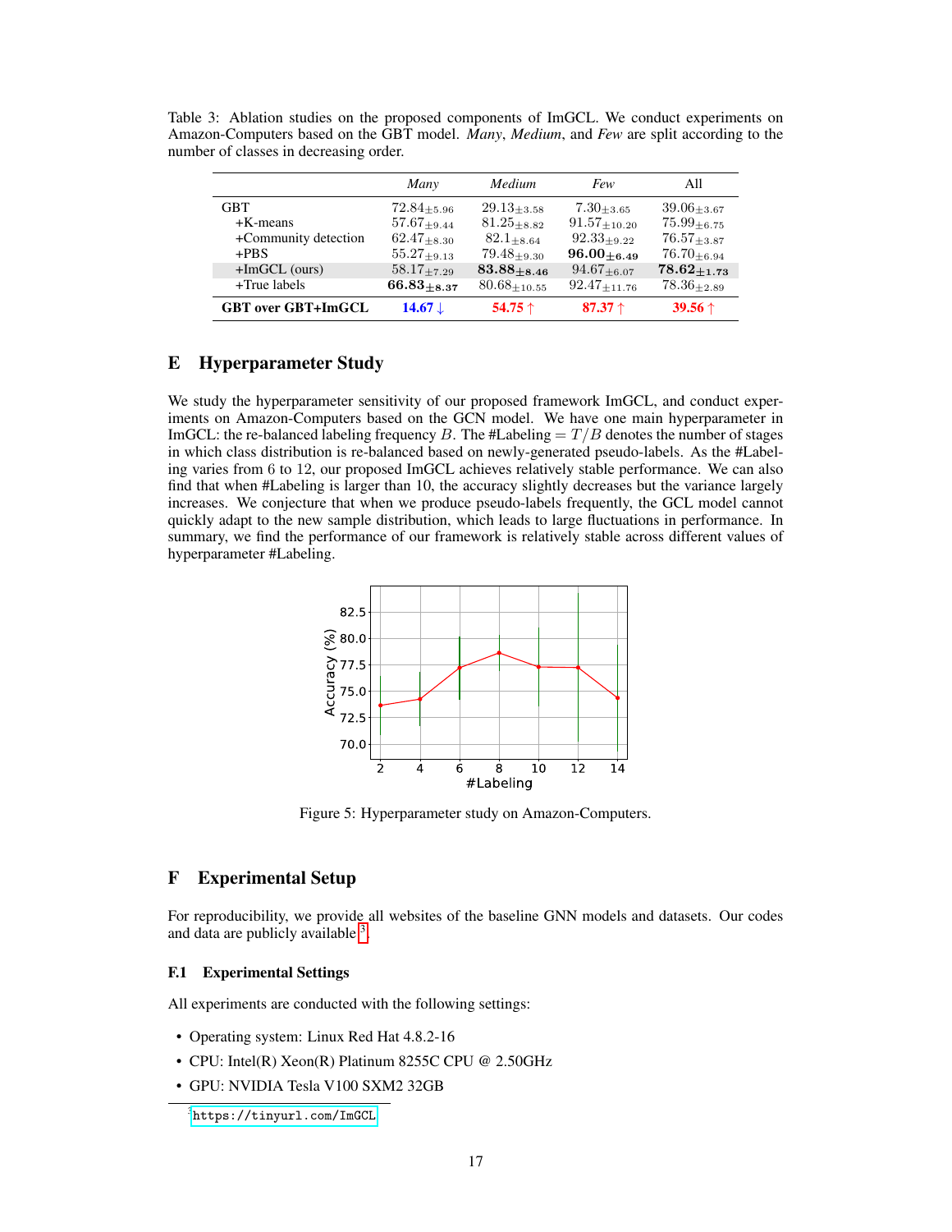Table 3: Ablation studies on the proposed components of ImGCL. We conduct experiments on Amazon-Computers based on the GBT model. *Many*, *Medium*, and *Few* are split according to the number of classes in decreasing order.

| | *Many* | *Medium* | *Few* | All |
|---|---|---|---|---|
| GBT | $72.84_{\pm 5.96}$ | $29.13_{\pm 3.58}$ | $7.30_{\pm 3.65}$ | $39.06_{\pm 3.67}$ |
| +K-means | $57.67_{\pm 9.44}$ | $81.25_{\pm 8.82}$ | $91.57_{\pm 10.20}$ | $75.99_{\pm 6.75}$ |
| +Community detection | $62.47_{\pm 8.30}$ | $82.1_{\pm 8.64}$ | $92.33_{\pm 9.22}$ | $76.57_{\pm 3.87}$ |
| +PBS | $55.27_{\pm 9.13}$ | $79.48_{\pm 9.30}$ | $\mathbf{96.00_{\pm 6.49}}$ | $76.70_{\pm 6.94}$ |
| +ImGCL (ours) | $58.17_{\pm 7.29}$ | $\mathbf{83.88_{\pm 8.46}}$ | $94.67_{\pm 6.07}$ | $\mathbf{78.62_{\pm 1.73}}$ |
| +True labels | $\mathbf{66.83_{\pm 8.37}}$ | $80.68_{\pm 10.55}$ | $92.47_{\pm 11.76}$ | $78.36_{\pm 2.89}$ |
| **GBT over GBT+ImGCL** | **14.67 ↓** | **54.75 ↑** | **87.37 ↑** | **39.56 ↑** |

# E Hyperparameter Study

We study the hyperparameter sensitivity of our proposed framework ImGCL, and conduct experiments on Amazon-Computers based on the GCN model. We have one main hyperparameter in ImGCL: the re-balanced labeling frequency $B$. The #Labeling $= T/B$ denotes the number of stages in which class distribution is re-balanced based on newly-generated pseudo-labels. As the #Labeling varies from 6 to 12, our proposed ImGCL achieves relatively stable performance. We can also find that when #Labeling is larger than 10, the accuracy slightly decreases but the variance largely increases. We conjecture that when we produce pseudo-labels frequently, the GCL model cannot quickly adapt to the new sample distribution, which leads to large fluctuations in performance. In summary, we find the performance of our framework is relatively stable across different values of hyperparameter #Labeling.

Figure 5: Hyperparameter study on Amazon-Computers.

# F Experimental Setup

For reproducibility, we provide all websites of the baseline GNN models and datasets. Our codes and data are publicly available[3].

## F.1 Experimental Settings

All experiments are conducted with the following settings:

- Operating system: Linux Red Hat 4.8.2-16
- CPU: Intel(R) Xeon(R) Platinum 8255C CPU @ 2.50GHz
- GPU: NVIDIA Tesla V100 SXM2 32GB

[3] https://tinyurl.com/ImGCL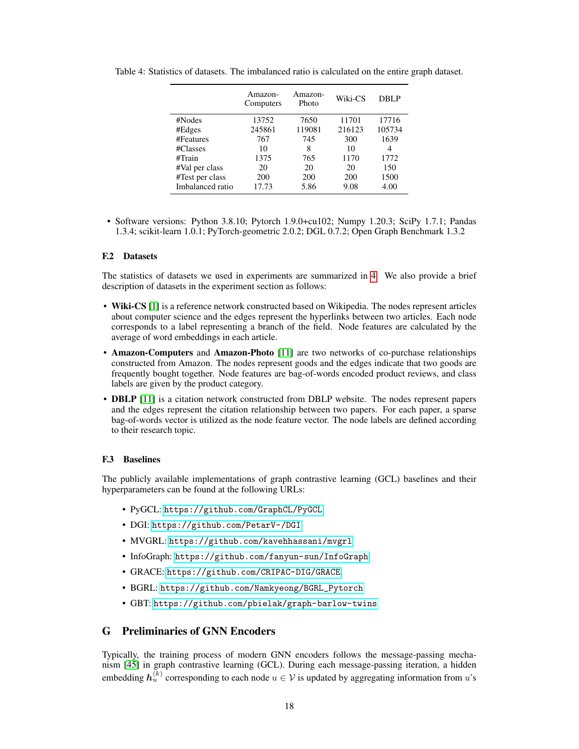Table 4: Statistics of datasets. The imbalanced ratio is calculated on the entire graph dataset.

| | Amazon-Computers | Amazon-Photo | Wiki-CS | DBLP |
|---|---|---|---|---|
| #Nodes | 13752 | 7650 | 11701 | 17716 |
| #Edges | 245861 | 119081 | 216123 | 105734 |
| #Features | 767 | 745 | 300 | 1639 |
| #Classes | 10 | 8 | 10 | 4 |
| #Train | 1375 | 765 | 1170 | 1772 |
| #Val per class | 20 | 20 | 20 | 150 |
| #Test per class | 200 | 200 | 200 | 1500 |
| Imbalanced ratio | 17.73 | 5.86 | 9.08 | 4.00 |

- Software versions: Python 3.8.10; Pytorch 1.9.0+cu102; Numpy 1.20.3; SciPy 1.7.1; Pandas 1.3.4; scikit-learn 1.0.1; PyTorch-geometric 2.0.2; DGL 0.7.2; Open Graph Benchmark 1.3.2

### F.2 Datasets

The statistics of datasets we used in experiments are summarized in 4. We also provide a brief description of datasets in the experiment section as follows:

- **Wiki-CS** [1] is a reference network constructed based on Wikipedia. The nodes represent articles about computer science and the edges represent the hyperlinks between two articles. Each node corresponds to a label representing a branch of the field. Node features are calculated by the average of word embeddings in each article.
- **Amazon-Computers** and **Amazon-Photo** [11] are two networks of co-purchase relationships constructed from Amazon. The nodes represent goods and the edges indicate that two goods are frequently bought together. Node features are bag-of-words encoded product reviews, and class labels are given by the product category.
- **DBLP** [11] is a citation network constructed from DBLP website. The nodes represent papers and the edges represent the citation relationship between two papers. For each paper, a sparse bag-of-words vector is utilized as the node feature vector. The node labels are defined according to their research topic.

### F.3 Baselines

The publicly available implementations of graph contrastive learning (GCL) baselines and their hyperparameters can be found at the following URLs:

- PyGCL: `https://github.com/GraphCL/PyGCL`
- DGI: `https://github.com/PetarV-/DGI`
- MVGRL: `https://github.com/kavehhassani/mvgrl`
- InfoGraph: `https://github.com/fanyun-sun/InfoGraph`
- GRACE: `https://github.com/CRIPAC-DIG/GRACE`
- BGRL: `https://github.com/Namkyeong/BGRL_Pytorch`
- GBT: `https://github.com/pbielak/graph-barlow-twins`

## G Preliminaries of GNN Encoders

Typically, the training process of modern GNN encoders follows the message-passing mechanism [45] in graph contrastive learning (GCL). During each message-passing iteration, a hidden embedding $\boldsymbol{h}_u^{(k)}$ corresponding to each node $u \in \mathcal{V}$ is updated by aggregating information from $u$'s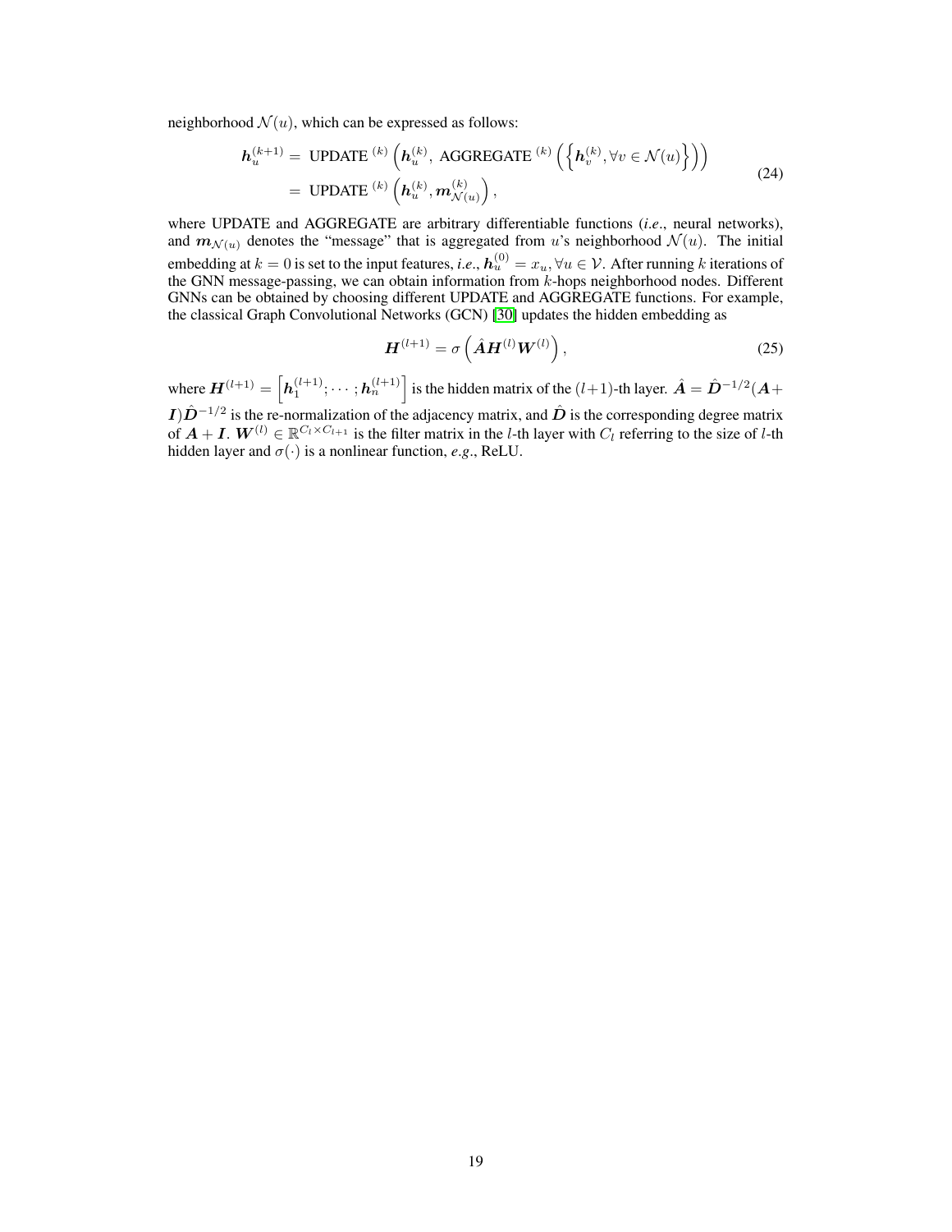neighborhood $\mathcal{N}(u)$, which can be expressed as follows:

$$
\begin{aligned}
\boldsymbol{h}_u^{(k+1)} &= \text{ UPDATE }^{(k)}\left(\boldsymbol{h}_u^{(k)}, \text{ AGGREGATE }^{(k)}\left(\left\{\boldsymbol{h}_v^{(k)}, \forall v \in \mathcal{N}(u)\right\}\right)\right) \\
&= \text{ UPDATE }^{(k)}\left(\boldsymbol{h}_u^{(k)}, \boldsymbol{m}_{\mathcal{N}(u)}^{(k)}\right),
\end{aligned} \tag{24}
$$

where UPDATE and AGGREGATE are arbitrary differentiable functions (*i.e.*, neural networks), and $\boldsymbol{m}_{\mathcal{N}(u)}$ denotes the "message" that is aggregated from $u$'s neighborhood $\mathcal{N}(u)$. The initial embedding at $k=0$ is set to the input features, *i.e.*, $\boldsymbol{h}_u^{(0)} = x_u, \forall u \in \mathcal{V}$. After running $k$ iterations of the GNN message-passing, we can obtain information from $k$-hops neighborhood nodes. Different GNNs can be obtained by choosing different UPDATE and AGGREGATE functions. For example, the classical Graph Convolutional Networks (GCN) [30] updates the hidden embedding as

$$
\boldsymbol{H}^{(l+1)} = \sigma\left(\hat{\boldsymbol{A}} \boldsymbol{H}^{(l)} \boldsymbol{W}^{(l)}\right), \tag{25}
$$

where $\boldsymbol{H}^{(l+1)} = \left[\boldsymbol{h}_1^{(l+1)}; \cdots; \boldsymbol{h}_n^{(l+1)}\right]$ is the hidden matrix of the $(l+1)$-th layer. $\hat{\boldsymbol{A}} = \hat{\boldsymbol{D}}^{-1/2}(\boldsymbol{A}+\boldsymbol{I})\hat{\boldsymbol{D}}^{-1/2}$ is the re-normalization of the adjacency matrix, and $\hat{\boldsymbol{D}}$ is the corresponding degree matrix of $\boldsymbol{A}+\boldsymbol{I}$. $\boldsymbol{W}^{(l)} \in \mathbb{R}^{C_l \times C_{l+1}}$ is the filter matrix in the $l$-th layer with $C_l$ referring to the size of $l$-th hidden layer and $\sigma(\cdot)$ is a nonlinear function, *e.g.*, ReLU.